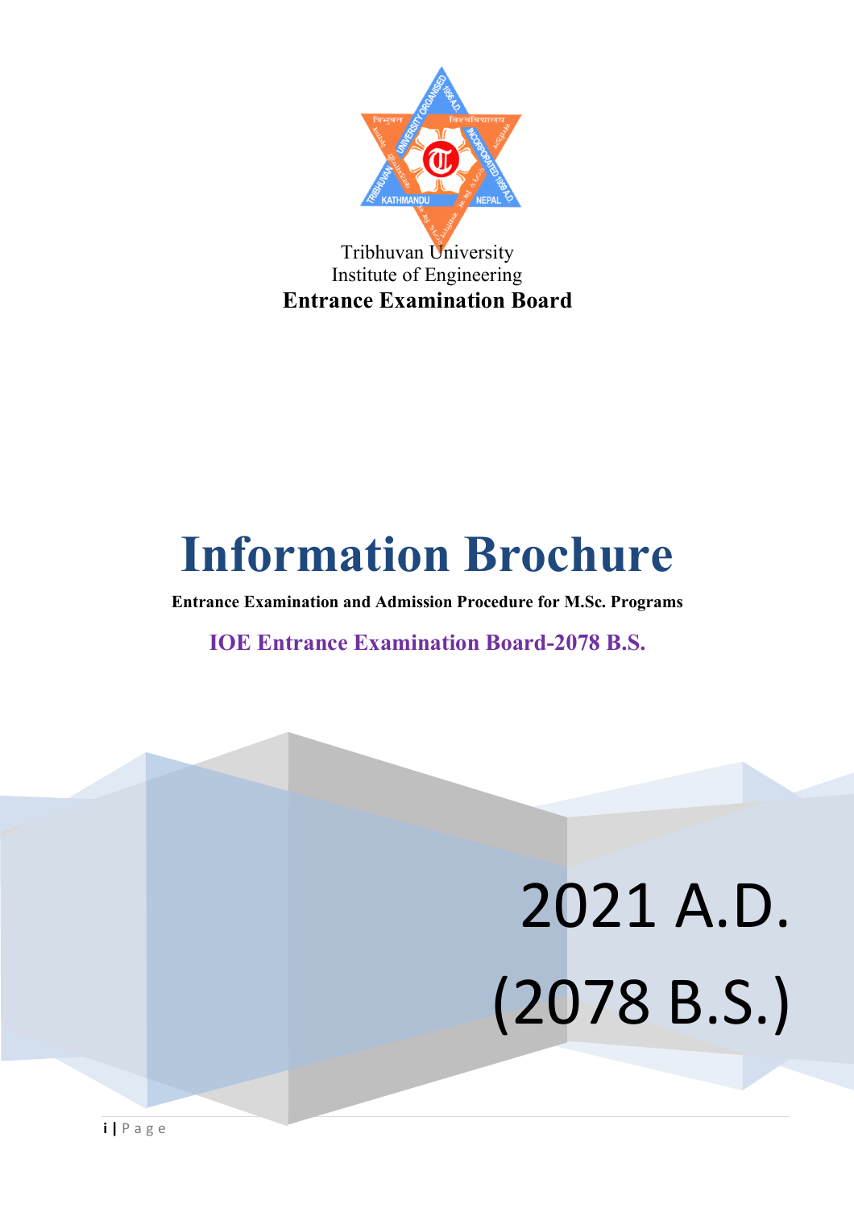Tribhuvan University

Institute of Engineering

**Entrance Examination Board**

# Information Brochure

**Entrance Examination and Admission Procedure for M.Sc. Programs**

**IOE Entrance Examination Board-2078 B.S.**

2021 A.D.

(2078 B.S.)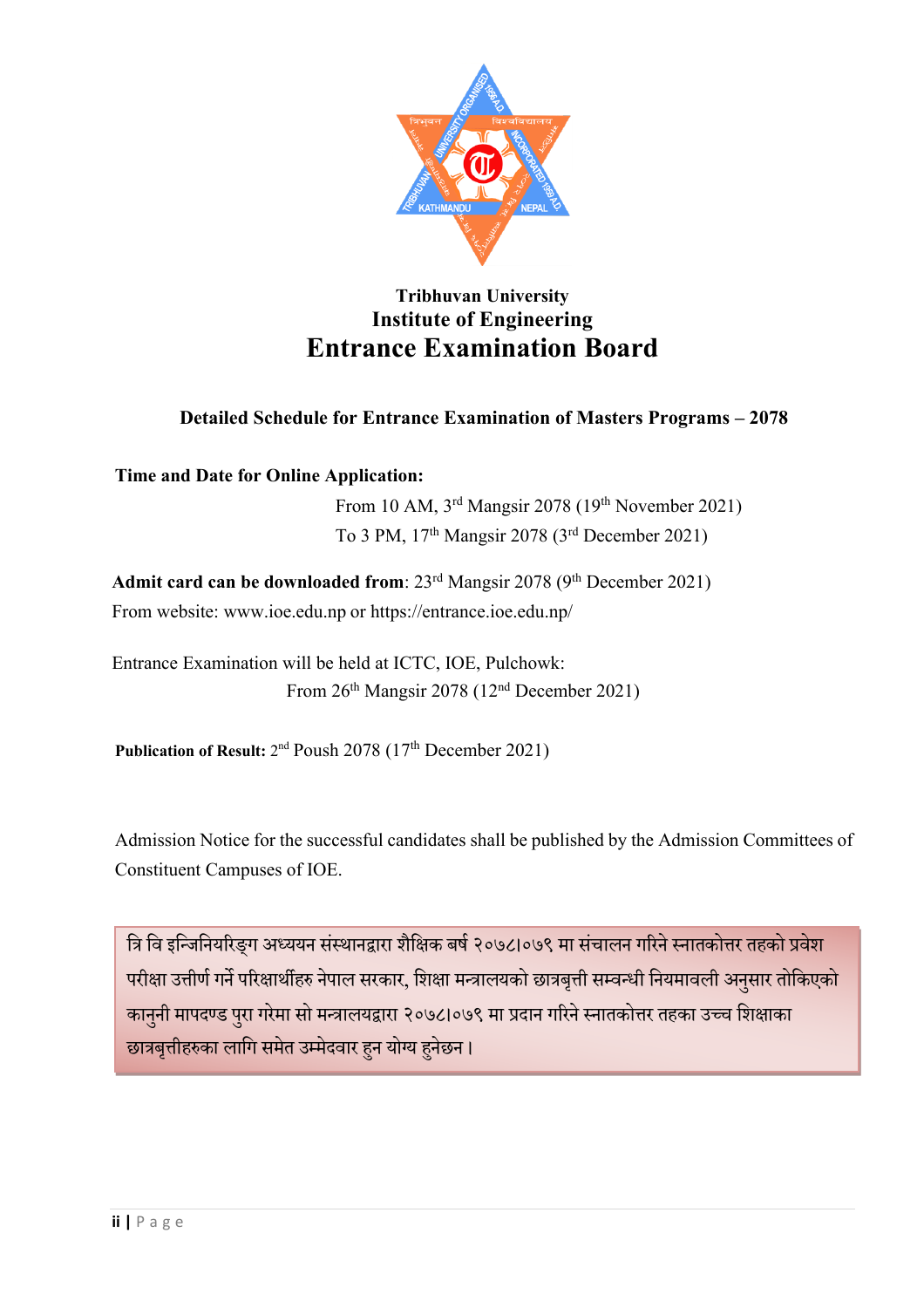**Tribhuvan University**
**Institute of Engineering**
# Entrance Examination Board

### Detailed Schedule for Entrance Examination of Masters Programs – 2078

**Time and Date for Online Application:**

From 10 AM, 3rd Mangsir 2078 (19th November 2021)
To 3 PM, 17th Mangsir 2078 (3rd December 2021)

**Admit card can be downloaded from**: 23rd Mangsir 2078 (9th December 2021)
From website: www.ioe.edu.np or https://entrance.ioe.edu.np/

Entrance Examination will be held at ICTC, IOE, Pulchowk:
From 26th Mangsir 2078 (12nd December 2021)

**Publication of Result:** 2nd Poush 2078 (17th December 2021)

Admission Notice for the successful candidates shall be published by the Admission Committees of Constituent Campuses of IOE.

त्रि वि इन्जिनियरिङ्ग अध्ययन संस्थानद्वारा शैक्षिक बर्ष २०७८।०७९ मा संचालन गरिने स्नातकोत्तर तहको प्रवेश परीक्षा उत्तीर्ण गर्ने परिक्षार्थीहरु नेपाल सरकार, शिक्षा मन्त्रालयको छात्रबृत्ती सम्वन्धी नियमावली अनुसार तोकिएको कानुनी मापदण्ड पुरा गरेमा सो मन्त्रालयद्वारा २०७८।०७९ मा प्रदान गरिने स्नातकोत्तर तहका उच्च शिक्षाका छात्रबृत्तीहरुका लागि समेत उम्मेदवार हुन योग्य हुनेछन।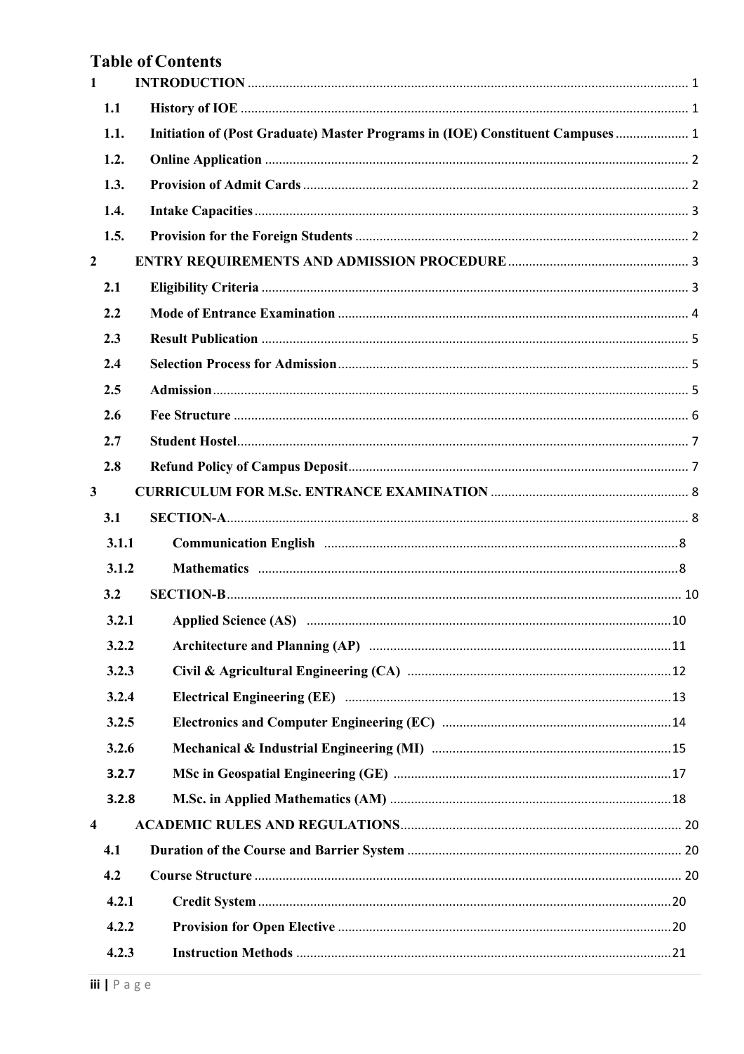# Table of Contents

1 INTRODUCTION ........ 1

- 1.1 History of IOE ........ 1
- 1.1. Initiation of (Post Graduate) Master Programs in (IOE) Constituent Campuses ........ 1
- 1.2. Online Application ........ 2
- 1.3. Provision of Admit Cards ........ 2
- 1.4. Intake Capacities ........ 3
- 1.5. Provision for the Foreign Students ........ 2

2 ENTRY REQUIREMENTS AND ADMISSION PROCEDURE ........ 3

- 2.1 Eligibility Criteria ........ 3
- 2.2 Mode of Entrance Examination ........ 4
- 2.3 Result Publication ........ 5
- 2.4 Selection Process for Admission ........ 5
- 2.5 Admission ........ 5
- 2.6 Fee Structure ........ 6
- 2.7 Student Hostel ........ 7
- 2.8 Refund Policy of Campus Deposit ........ 7

3 CURRICULUM FOR M.Sc. ENTRANCE EXAMINATION ........ 8

- 3.1 SECTION-A ........ 8
  - 3.1.1 Communication English ........ 8
  - 3.1.2 Mathematics ........ 8
- 3.2 SECTION-B ........ 10
  - 3.2.1 Applied Science (AS) ........ 10
  - 3.2.2 Architecture and Planning (AP) ........ 11
  - 3.2.3 Civil & Agricultural Engineering (CA) ........ 12
  - 3.2.4 Electrical Engineering (EE) ........ 13
  - 3.2.5 Electronics and Computer Engineering (EC) ........ 14
  - 3.2.6 Mechanical & Industrial Engineering (MI) ........ 15
  - 3.2.7 MSc in Geospatial Engineering (GE) ........ 17
  - 3.2.8 M.Sc. in Applied Mathematics (AM) ........ 18

4 ACADEMIC RULES AND REGULATIONS ........ 20

- 4.1 Duration of the Course and Barrier System ........ 20
- 4.2 Course Structure ........ 20
  - 4.2.1 Credit System ........ 20
  - 4.2.2 Provision for Open Elective ........ 20
  - 4.2.3 Instruction Methods ........ 21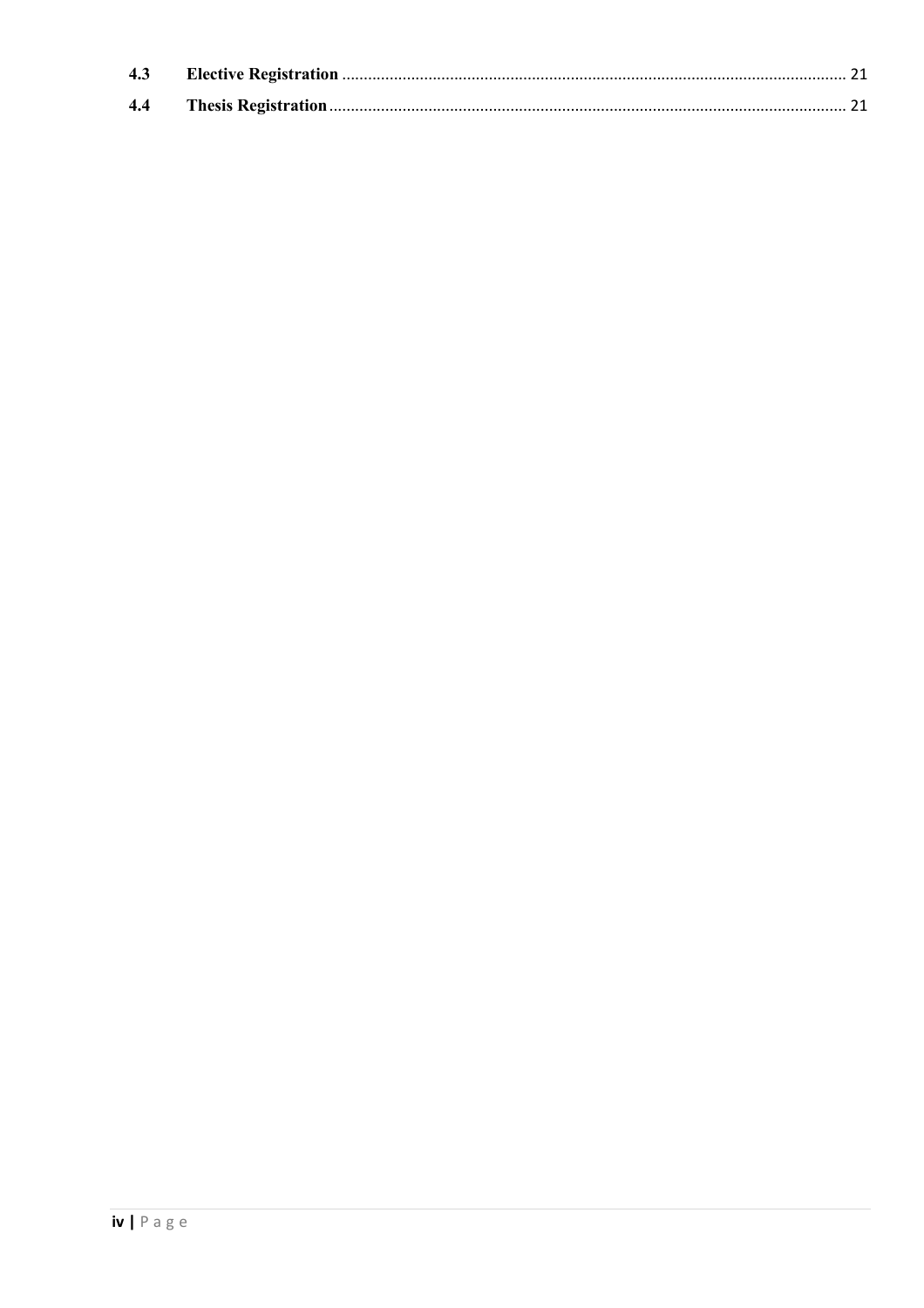| | | |
|---|---|---|
| **4.3** | **Elective Registration** | 21 |
| **4.4** | **Thesis Registration** | 21 |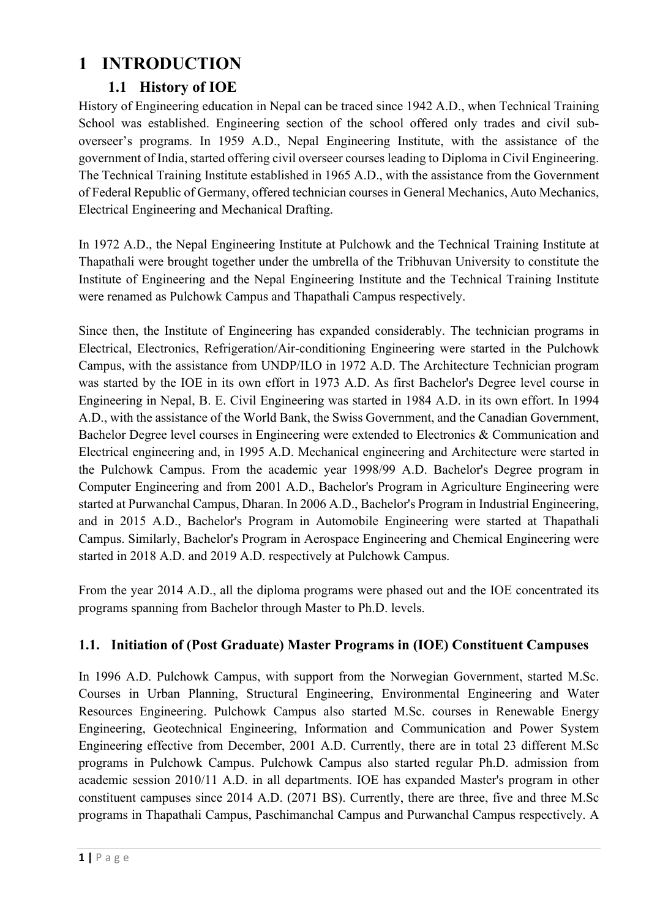# 1 INTRODUCTION

## 1.1 History of IOE

History of Engineering education in Nepal can be traced since 1942 A.D., when Technical Training School was established. Engineering section of the school offered only trades and civil sub-overseer's programs. In 1959 A.D., Nepal Engineering Institute, with the assistance of the government of India, started offering civil overseer courses leading to Diploma in Civil Engineering. The Technical Training Institute established in 1965 A.D., with the assistance from the Government of Federal Republic of Germany, offered technician courses in General Mechanics, Auto Mechanics, Electrical Engineering and Mechanical Drafting.

In 1972 A.D., the Nepal Engineering Institute at Pulchowk and the Technical Training Institute at Thapathali were brought together under the umbrella of the Tribhuvan University to constitute the Institute of Engineering and the Nepal Engineering Institute and the Technical Training Institute were renamed as Pulchowk Campus and Thapathali Campus respectively.

Since then, the Institute of Engineering has expanded considerably. The technician programs in Electrical, Electronics, Refrigeration/Air-conditioning Engineering were started in the Pulchowk Campus, with the assistance from UNDP/ILO in 1972 A.D. The Architecture Technician program was started by the IOE in its own effort in 1973 A.D. As first Bachelor's Degree level course in Engineering in Nepal, B. E. Civil Engineering was started in 1984 A.D. in its own effort. In 1994 A.D., with the assistance of the World Bank, the Swiss Government, and the Canadian Government, Bachelor Degree level courses in Engineering were extended to Electronics & Communication and Electrical engineering and, in 1995 A.D. Mechanical engineering and Architecture were started in the Pulchowk Campus. From the academic year 1998/99 A.D. Bachelor's Degree program in Computer Engineering and from 2001 A.D., Bachelor's Program in Agriculture Engineering were started at Purwanchal Campus, Dharan. In 2006 A.D., Bachelor's Program in Industrial Engineering, and in 2015 A.D., Bachelor's Program in Automobile Engineering were started at Thapathali Campus. Similarly, Bachelor's Program in Aerospace Engineering and Chemical Engineering were started in 2018 A.D. and 2019 A.D. respectively at Pulchowk Campus.

From the year 2014 A.D., all the diploma programs were phased out and the IOE concentrated its programs spanning from Bachelor through Master to Ph.D. levels.

## 1.1. Initiation of (Post Graduate) Master Programs in (IOE) Constituent Campuses

In 1996 A.D. Pulchowk Campus, with support from the Norwegian Government, started M.Sc. Courses in Urban Planning, Structural Engineering, Environmental Engineering and Water Resources Engineering. Pulchowk Campus also started M.Sc. courses in Renewable Energy Engineering, Geotechnical Engineering, Information and Communication and Power System Engineering effective from December, 2001 A.D. Currently, there are in total 23 different M.Sc programs in Pulchowk Campus. Pulchowk Campus also started regular Ph.D. admission from academic session 2010/11 A.D. in all departments. IOE has expanded Master's program in other constituent campuses since 2014 A.D. (2071 BS). Currently, there are three, five and three M.Sc programs in Thapathali Campus, Paschimanchal Campus and Purwanchal Campus respectively. A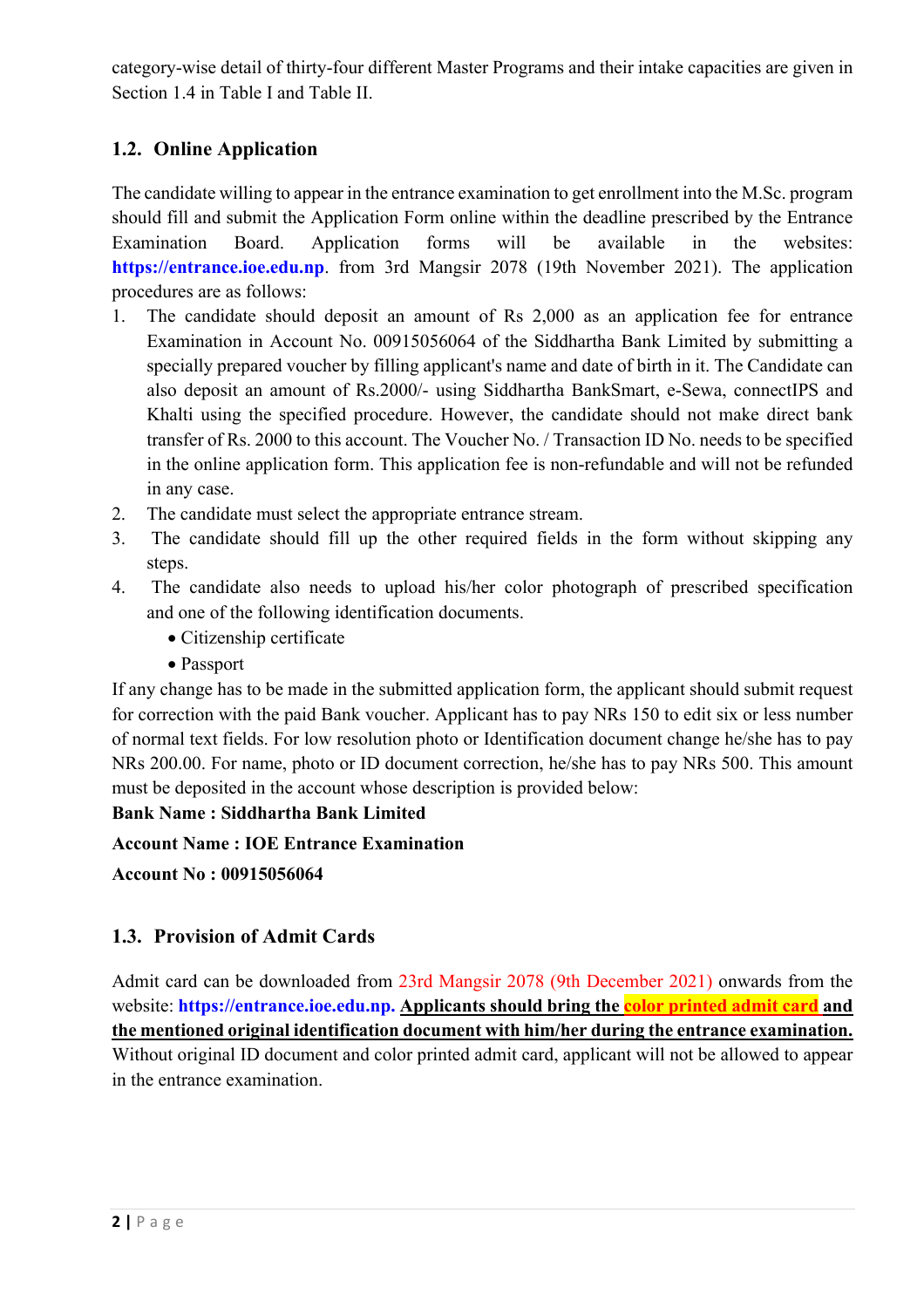category-wise detail of thirty-four different Master Programs and their intake capacities are given in Section 1.4 in Table I and Table II.

## 1.2. Online Application

The candidate willing to appear in the entrance examination to get enrollment into the M.Sc. program should fill and submit the Application Form online within the deadline prescribed by the Entrance Examination Board. Application forms will be available in the websites: **https://entrance.ioe.edu.np**. from 3rd Mangsir 2078 (19th November 2021). The application procedures are as follows:

1. The candidate should deposit an amount of Rs 2,000 as an application fee for entrance Examination in Account No. 00915056064 of the Siddhartha Bank Limited by submitting a specially prepared voucher by filling applicant's name and date of birth in it. The Candidate can also deposit an amount of Rs.2000/- using Siddhartha BankSmart, e-Sewa, connectIPS and Khalti using the specified procedure. However, the candidate should not make direct bank transfer of Rs. 2000 to this account. The Voucher No. / Transaction ID No. needs to be specified in the online application form. This application fee is non-refundable and will not be refunded in any case.
2. The candidate must select the appropriate entrance stream.
3. The candidate should fill up the other required fields in the form without skipping any steps.
4. The candidate also needs to upload his/her color photograph of prescribed specification and one of the following identification documents.
   - Citizenship certificate
   - Passport

If any change has to be made in the submitted application form, the applicant should submit request for correction with the paid Bank voucher. Applicant has to pay NRs 150 to edit six or less number of normal text fields. For low resolution photo or Identification document change he/she has to pay NRs 200.00. For name, photo or ID document correction, he/she has to pay NRs 500. This amount must be deposited in the account whose description is provided below:

**Bank Name : Siddhartha Bank Limited**

**Account Name : IOE Entrance Examination**

**Account No : 00915056064**

## 1.3. Provision of Admit Cards

Admit card can be downloaded from 23rd Mangsir 2078 (9th December 2021) onwards from the website: **https://entrance.ioe.edu.np.** **Applicants should bring the color printed admit card and the mentioned original identification document with him/her during the entrance examination.** Without original ID document and color printed admit card, applicant will not be allowed to appear in the entrance examination.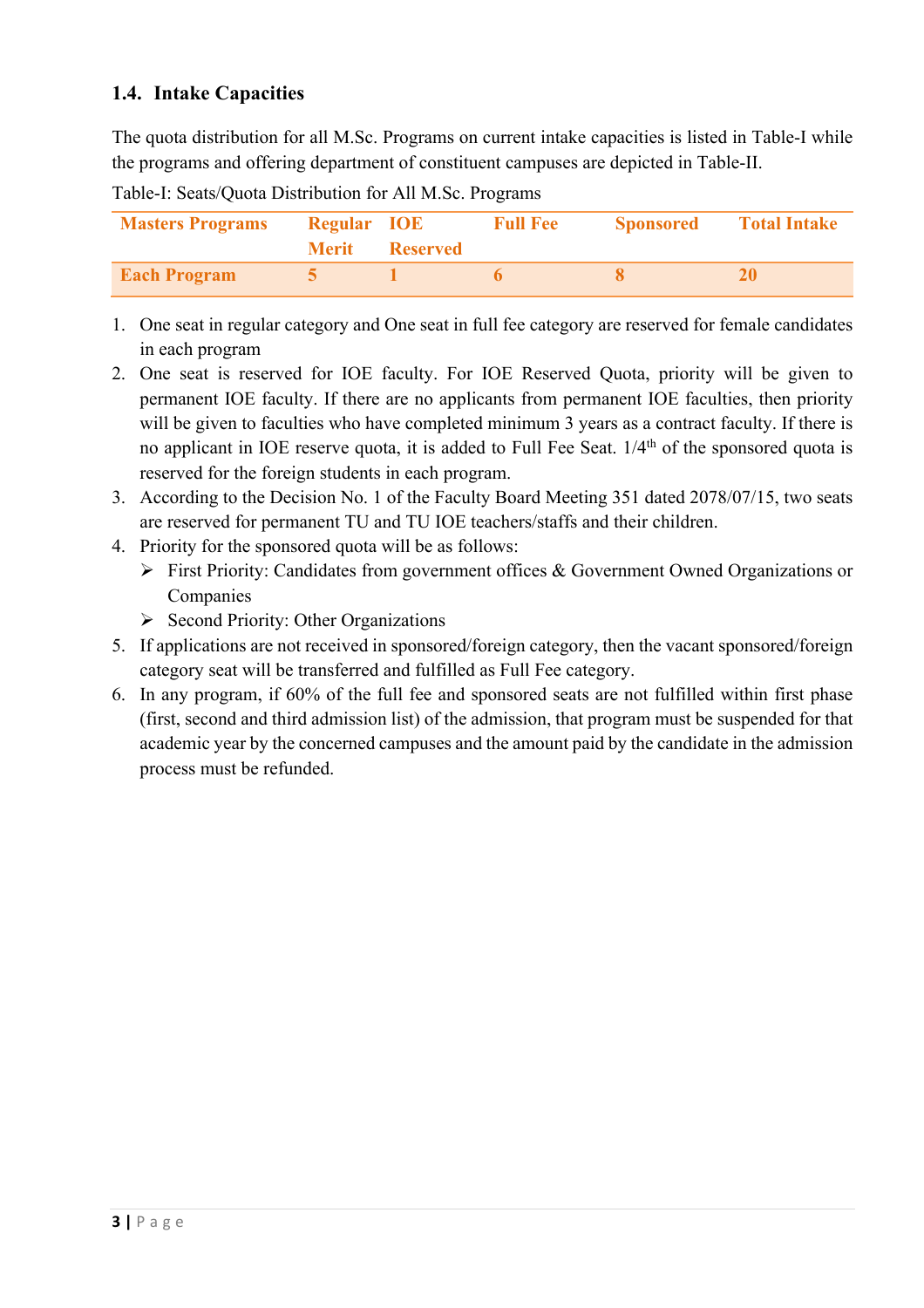### 1.4. Intake Capacities

The quota distribution for all M.Sc. Programs on current intake capacities is listed in Table-I while the programs and offering department of constituent campuses are depicted in Table-II.

Table-I: Seats/Quota Distribution for All M.Sc. Programs

| Masters Programs | Regular Merit | IOE Reserved | Full Fee | Sponsored | Total Intake |
|---|---|---|---|---|---|
| Each Program | 5 | 1 | 6 | 8 | 20 |

1. One seat in regular category and One seat in full fee category are reserved for female candidates in each program
2. One seat is reserved for IOE faculty. For IOE Reserved Quota, priority will be given to permanent IOE faculty. If there are no applicants from permanent IOE faculties, then priority will be given to faculties who have completed minimum 3 years as a contract faculty. If there is no applicant in IOE reserve quota, it is added to Full Fee Seat. 1/4th of the sponsored quota is reserved for the foreign students in each program.
3. According to the Decision No. 1 of the Faculty Board Meeting 351 dated 2078/07/15, two seats are reserved for permanent TU and TU IOE teachers/staffs and their children.
4. Priority for the sponsored quota will be as follows:
   - First Priority: Candidates from government offices & Government Owned Organizations or Companies
   - Second Priority: Other Organizations
5. If applications are not received in sponsored/foreign category, then the vacant sponsored/foreign category seat will be transferred and fulfilled as Full Fee category.
6. In any program, if 60% of the full fee and sponsored seats are not fulfilled within first phase (first, second and third admission list) of the admission, that program must be suspended for that academic year by the concerned campuses and the amount paid by the candidate in the admission process must be refunded.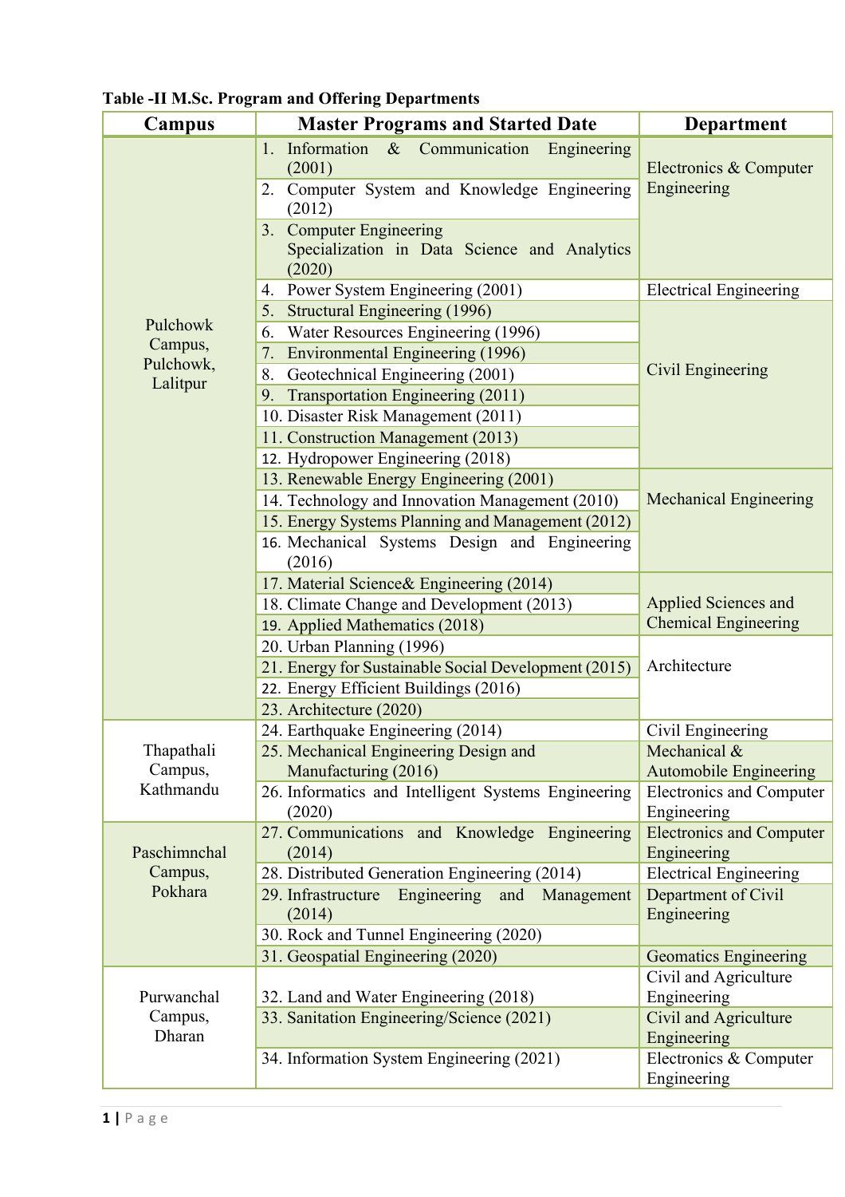**Table -II M.Sc. Program and Offering Departments**

| Campus | Master Programs and Started Date | Department |
|---|---|---|
| Pulchowk Campus, Pulchowk, Lalitpur | 1. Information & Communication Engineering (2001) | Electronics & Computer Engineering |
| | 2. Computer System and Knowledge Engineering (2012) | |
| | 3. Computer Engineering Specialization in Data Science and Analytics (2020) | |
| | 4. Power System Engineering (2001) | Electrical Engineering |
| | 5. Structural Engineering (1996) | Civil Engineering |
| | 6. Water Resources Engineering (1996) | |
| | 7. Environmental Engineering (1996) | |
| | 8. Geotechnical Engineering (2001) | |
| | 9. Transportation Engineering (2011) | |
| | 10. Disaster Risk Management (2011) | |
| | 11. Construction Management (2013) | |
| | 12. Hydropower Engineering (2018) | |
| | 13. Renewable Energy Engineering (2001) | Mechanical Engineering |
| | 14. Technology and Innovation Management (2010) | |
| | 15. Energy Systems Planning and Management (2012) | |
| | 16. Mechanical Systems Design and Engineering (2016) | |
| | 17. Material Science& Engineering (2014) | Applied Sciences and Chemical Engineering |
| | 18. Climate Change and Development (2013) | |
| | 19. Applied Mathematics (2018) | |
| | 20. Urban Planning (1996) | Architecture |
| | 21. Energy for Sustainable Social Development (2015) | |
| | 22. Energy Efficient Buildings (2016) | |
| | 23. Architecture (2020) | |
| Thapathali Campus, Kathmandu | 24. Earthquake Engineering (2014) | Civil Engineering |
| | 25. Mechanical Engineering Design and Manufacturing (2016) | Mechanical & Automobile Engineering |
| | 26. Informatics and Intelligent Systems Engineering (2020) | Electronics and Computer Engineering |
| Paschimnchal Campus, Pokhara | 27. Communications and Knowledge Engineering (2014) | Electronics and Computer Engineering |
| | 28. Distributed Generation Engineering (2014) | Electrical Engineering |
| | 29. Infrastructure Engineering and Management (2014) | Department of Civil Engineering |
| | 30. Rock and Tunnel Engineering (2020) | |
| | 31. Geospatial Engineering (2020) | Geomatics Engineering |
| Purwanchal Campus, Dharan | 32. Land and Water Engineering (2018) | Civil and Agriculture Engineering |
| | 33. Sanitation Engineering/Science (2021) | Civil and Agriculture Engineering |
| | 34. Information System Engineering (2021) | Electronics & Computer Engineering |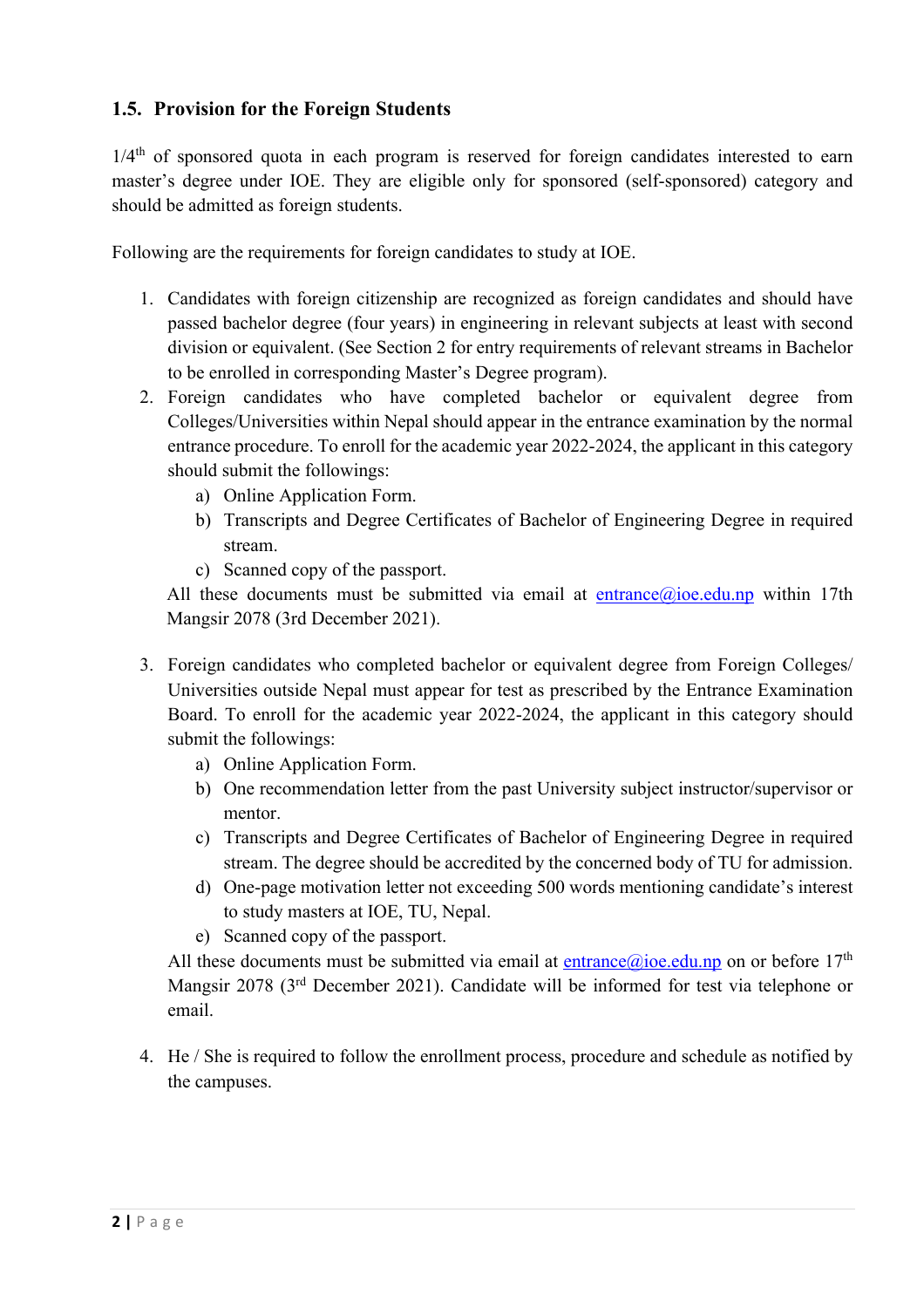## 1.5. Provision for the Foreign Students

1/4th of sponsored quota in each program is reserved for foreign candidates interested to earn master's degree under IOE. They are eligible only for sponsored (self-sponsored) category and should be admitted as foreign students.

Following are the requirements for foreign candidates to study at IOE.

1. Candidates with foreign citizenship are recognized as foreign candidates and should have passed bachelor degree (four years) in engineering in relevant subjects at least with second division or equivalent. (See Section 2 for entry requirements of relevant streams in Bachelor to be enrolled in corresponding Master's Degree program).
2. Foreign candidates who have completed bachelor or equivalent degree from Colleges/Universities within Nepal should appear in the entrance examination by the normal entrance procedure. To enroll for the academic year 2022-2024, the applicant in this category should submit the followings:
   a) Online Application Form.
   b) Transcripts and Degree Certificates of Bachelor of Engineering Degree in required stream.
   c) Scanned copy of the passport.

   All these documents must be submitted via email at entrance@ioe.edu.np within 17th Mangsir 2078 (3rd December 2021).

3. Foreign candidates who completed bachelor or equivalent degree from Foreign Colleges/ Universities outside Nepal must appear for test as prescribed by the Entrance Examination Board. To enroll for the academic year 2022-2024, the applicant in this category should submit the followings:
   a) Online Application Form.
   b) One recommendation letter from the past University subject instructor/supervisor or mentor.
   c) Transcripts and Degree Certificates of Bachelor of Engineering Degree in required stream. The degree should be accredited by the concerned body of TU for admission.
   d) One-page motivation letter not exceeding 500 words mentioning candidate's interest to study masters at IOE, TU, Nepal.
   e) Scanned copy of the passport.

   All these documents must be submitted via email at entrance@ioe.edu.np on or before 17th Mangsir 2078 (3rd December 2021). Candidate will be informed for test via telephone or email.

4. He / She is required to follow the enrollment process, procedure and schedule as notified by the campuses.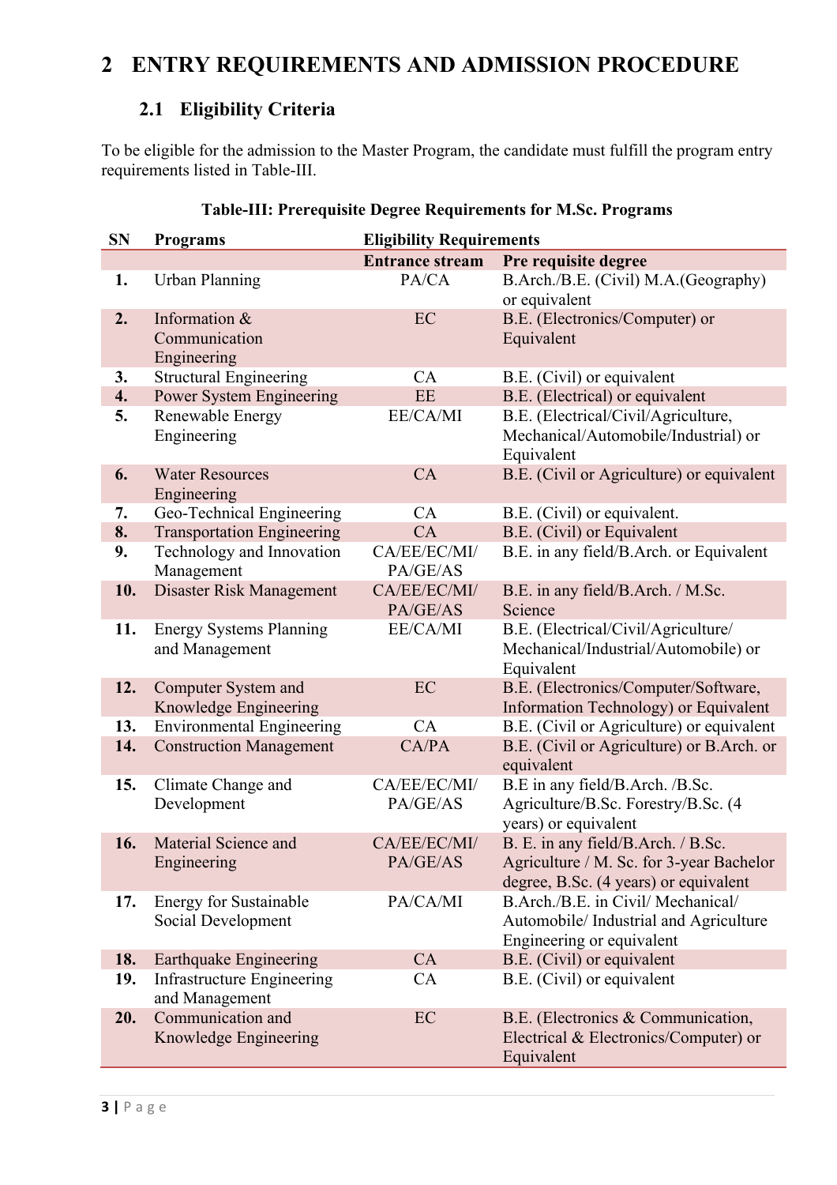# 2 ENTRY REQUIREMENTS AND ADMISSION PROCEDURE

## 2.1 Eligibility Criteria

To be eligible for the admission to the Master Program, the candidate must fulfill the program entry requirements listed in Table-III.

**Table-III: Prerequisite Degree Requirements for M.Sc. Programs**

| SN | Programs | Eligibility Requirements | |
|---|---|---|---|
| | | **Entrance stream** | **Pre requisite degree** |
| **1.** | Urban Planning | PA/CA | B.Arch./B.E. (Civil) M.A.(Geography) or equivalent |
| **2.** | Information & Communication Engineering | EC | B.E. (Electronics/Computer) or Equivalent |
| **3.** | Structural Engineering | CA | B.E. (Civil) or equivalent |
| **4.** | Power System Engineering | EE | B.E. (Electrical) or equivalent |
| **5.** | Renewable Energy Engineering | EE/CA/MI | B.E. (Electrical/Civil/Agriculture, Mechanical/Automobile/Industrial) or Equivalent |
| **6.** | Water Resources Engineering | CA | B.E. (Civil or Agriculture) or equivalent |
| **7.** | Geo-Technical Engineering | CA | B.E. (Civil) or equivalent. |
| **8.** | Transportation Engineering | CA | B.E. (Civil) or Equivalent |
| **9.** | Technology and Innovation Management | CA/EE/EC/MI/ PA/GE/AS | B.E. in any field/B.Arch. or Equivalent |
| **10.** | Disaster Risk Management | CA/EE/EC/MI/ PA/GE/AS | B.E. in any field/B.Arch. / M.Sc. Science |
| **11.** | Energy Systems Planning and Management | EE/CA/MI | B.E. (Electrical/Civil/Agriculture/ Mechanical/Industrial/Automobile) or Equivalent |
| **12.** | Computer System and Knowledge Engineering | EC | B.E. (Electronics/Computer/Software, Information Technology) or Equivalent |
| **13.** | Environmental Engineering | CA | B.E. (Civil or Agriculture) or equivalent |
| **14.** | Construction Management | CA/PA | B.E. (Civil or Agriculture) or B.Arch. or equivalent |
| **15.** | Climate Change and Development | CA/EE/EC/MI/ PA/GE/AS | B.E in any field/B.Arch. /B.Sc. Agriculture/B.Sc. Forestry/B.Sc. (4 years) or equivalent |
| **16.** | Material Science and Engineering | CA/EE/EC/MI/ PA/GE/AS | B. E. in any field/B.Arch. / B.Sc. Agriculture / M. Sc. for 3-year Bachelor degree, B.Sc. (4 years) or equivalent |
| **17.** | Energy for Sustainable Social Development | PA/CA/MI | B.Arch./B.E. in Civil/ Mechanical/ Automobile/ Industrial and Agriculture Engineering or equivalent |
| **18.** | Earthquake Engineering | CA | B.E. (Civil) or equivalent |
| **19.** | Infrastructure Engineering and Management | CA | B.E. (Civil) or equivalent |
| **20.** | Communication and Knowledge Engineering | EC | B.E. (Electronics & Communication, Electrical & Electronics/Computer) or Equivalent |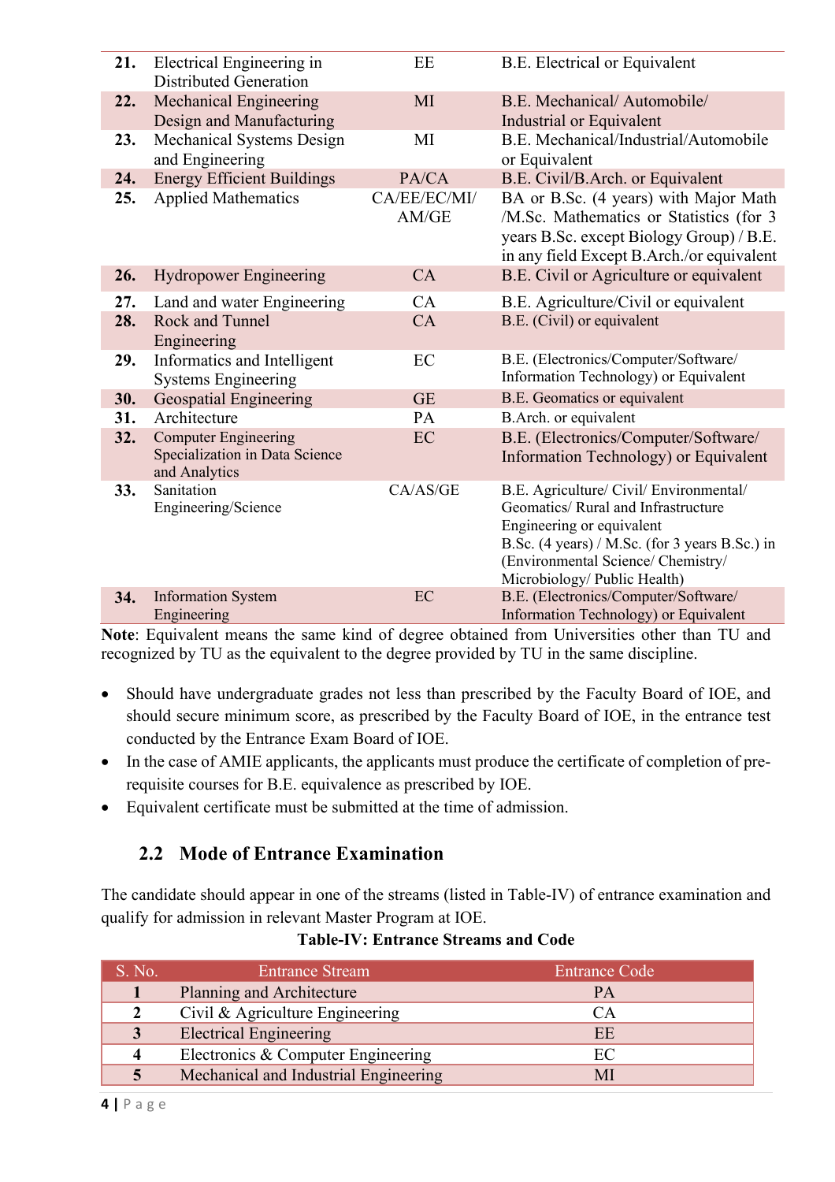| | | | |
|---|---|---|---|
| **21.** | Electrical Engineering in Distributed Generation | EE | B.E. Electrical or Equivalent |
| **22.** | Mechanical Engineering Design and Manufacturing | MI | B.E. Mechanical/ Automobile/ Industrial or Equivalent |
| **23.** | Mechanical Systems Design and Engineering | MI | B.E. Mechanical/Industrial/Automobile or Equivalent |
| **24.** | Energy Efficient Buildings | PA/CA | B.E. Civil/B.Arch. or Equivalent |
| **25.** | Applied Mathematics | CA/EE/EC/MI/ AM/GE | BA or B.Sc. (4 years) with Major Math /M.Sc. Mathematics or Statistics (for 3 years B.Sc. except Biology Group) / B.E. in any field Except B.Arch./or equivalent |
| **26.** | Hydropower Engineering | CA | B.E. Civil or Agriculture or equivalent |
| **27.** | Land and water Engineering | CA | B.E. Agriculture/Civil or equivalent |
| **28.** | Rock and Tunnel Engineering | CA | B.E. (Civil) or equivalent |
| **29.** | Informatics and Intelligent Systems Engineering | EC | B.E. (Electronics/Computer/Software/ Information Technology) or Equivalent |
| **30.** | Geospatial Engineering | GE | B.E. Geomatics or equivalent |
| **31.** | Architecture | PA | B.Arch. or equivalent |
| **32.** | Computer Engineering Specialization in Data Science and Analytics | EC | B.E. (Electronics/Computer/Software/ Information Technology) or Equivalent |
| **33.** | Sanitation Engineering/Science | CA/AS/GE | B.E. Agriculture/ Civil/ Environmental/ Geomatics/ Rural and Infrastructure Engineering or equivalent<br>B.Sc. (4 years) / M.Sc. (for 3 years B.Sc.) in (Environmental Science/ Chemistry/ Microbiology/ Public Health) |
| **34.** | Information System Engineering | EC | B.E. (Electronics/Computer/Software/ Information Technology) or Equivalent |

**Note**: Equivalent means the same kind of degree obtained from Universities other than TU and recognized by TU as the equivalent to the degree provided by TU in the same discipline.

- Should have undergraduate grades not less than prescribed by the Faculty Board of IOE, and should secure minimum score, as prescribed by the Faculty Board of IOE, in the entrance test conducted by the Entrance Exam Board of IOE.
- In the case of AMIE applicants, the applicants must produce the certificate of completion of pre-requisite courses for B.E. equivalence as prescribed by IOE.
- Equivalent certificate must be submitted at the time of admission.

### 2.2 Mode of Entrance Examination

The candidate should appear in one of the streams (listed in Table-IV) of entrance examination and qualify for admission in relevant Master Program at IOE.

**Table-IV: Entrance Streams and Code**

| S. No. | Entrance Stream | Entrance Code |
|---|---|---|
| **1** | Planning and Architecture | PA |
| **2** | Civil & Agriculture Engineering | CA |
| **3** | Electrical Engineering | EE |
| **4** | Electronics & Computer Engineering | EC |
| **5** | Mechanical and Industrial Engineering | MI |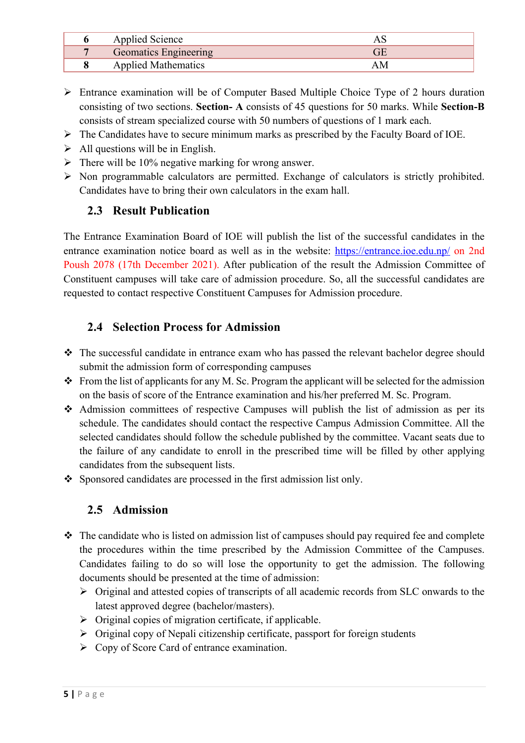| 6 | Applied Science | AS |
|---|---|---|
| 7 | Geomatics Engineering | GE |
| 8 | Applied Mathematics | AM |

- Entrance examination will be of Computer Based Multiple Choice Type of 2 hours duration consisting of two sections. **Section- A** consists of 45 questions for 50 marks. While **Section-B** consists of stream specialized course with 50 numbers of questions of 1 mark each.
- The Candidates have to secure minimum marks as prescribed by the Faculty Board of IOE.
- All questions will be in English.
- There will be 10% negative marking for wrong answer.
- Non programmable calculators are permitted. Exchange of calculators is strictly prohibited. Candidates have to bring their own calculators in the exam hall.

### 2.3 Result Publication

The Entrance Examination Board of IOE will publish the list of the successful candidates in the entrance examination notice board as well as in the website: https://entrance.ioe.edu.np/ on 2nd Poush 2078 (17th December 2021). After publication of the result the Admission Committee of Constituent campuses will take care of admission procedure. So, all the successful candidates are requested to contact respective Constituent Campuses for Admission procedure.

### 2.4 Selection Process for Admission

- The successful candidate in entrance exam who has passed the relevant bachelor degree should submit the admission form of corresponding campuses
- From the list of applicants for any M. Sc. Program the applicant will be selected for the admission on the basis of score of the Entrance examination and his/her preferred M. Sc. Program.
- Admission committees of respective Campuses will publish the list of admission as per its schedule. The candidates should contact the respective Campus Admission Committee. All the selected candidates should follow the schedule published by the committee. Vacant seats due to the failure of any candidate to enroll in the prescribed time will be filled by other applying candidates from the subsequent lists.
- Sponsored candidates are processed in the first admission list only.

### 2.5 Admission

- The candidate who is listed on admission list of campuses should pay required fee and complete the procedures within the time prescribed by the Admission Committee of the Campuses. Candidates failing to do so will lose the opportunity to get the admission. The following documents should be presented at the time of admission:
  - Original and attested copies of transcripts of all academic records from SLC onwards to the latest approved degree (bachelor/masters).
  - Original copies of migration certificate, if applicable.
  - Original copy of Nepali citizenship certificate, passport for foreign students
  - Copy of Score Card of entrance examination.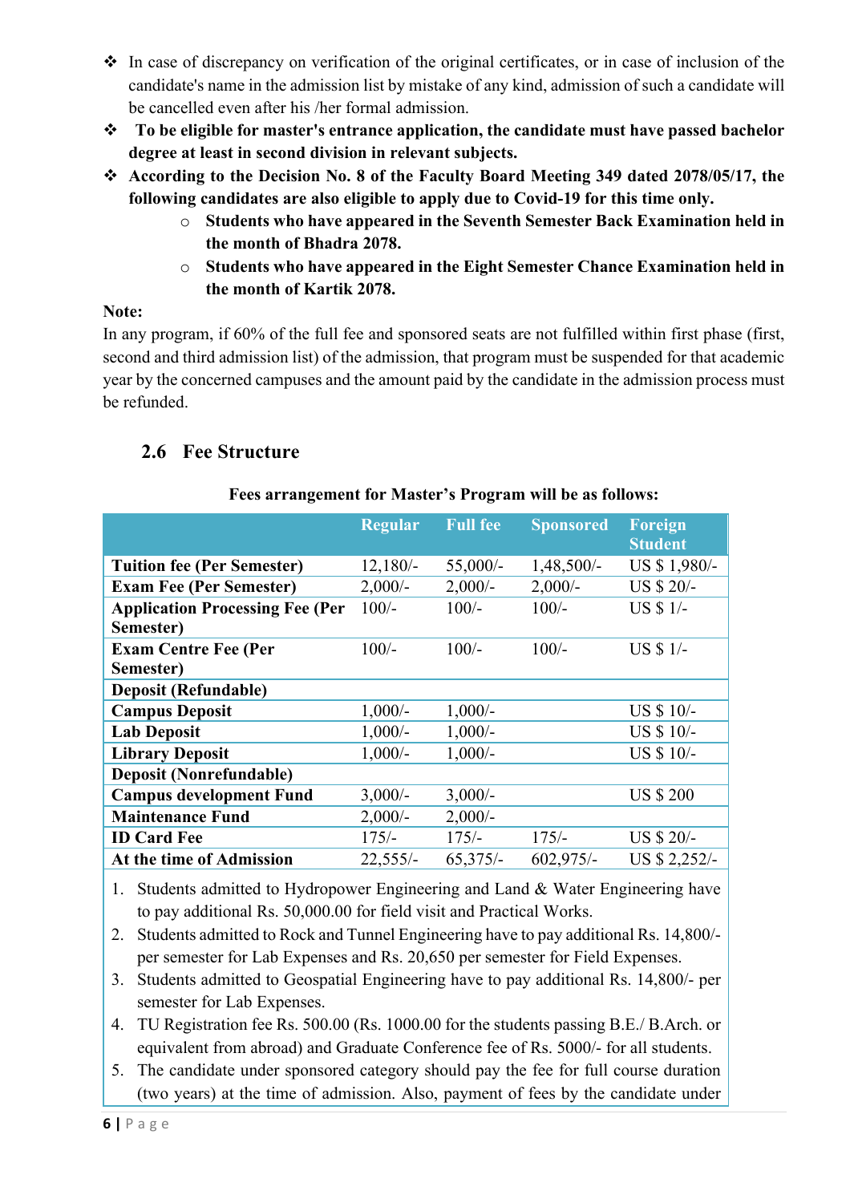- In case of discrepancy on verification of the original certificates, or in case of inclusion of the candidate's name in the admission list by mistake of any kind, admission of such a candidate will be cancelled even after his /her formal admission.
- **To be eligible for master's entrance application, the candidate must have passed bachelor degree at least in second division in relevant subjects.**
- **According to the Decision No. 8 of the Faculty Board Meeting 349 dated 2078/05/17, the following candidates are also eligible to apply due to Covid-19 for this time only.**
  - **Students who have appeared in the Seventh Semester Back Examination held in the month of Bhadra 2078.**
  - **Students who have appeared in the Eight Semester Chance Examination held in the month of Kartik 2078.**

**Note:**

In any program, if 60% of the full fee and sponsored seats are not fulfilled within first phase (first, second and third admission list) of the admission, that program must be suspended for that academic year by the concerned campuses and the amount paid by the candidate in the admission process must be refunded.

## 2.6 Fee Structure

**Fees arrangement for Master's Program will be as follows:**

| | Regular | Full fee | Sponsored | Foreign Student |
|---|---|---|---|---|
| **Tuition fee (Per Semester)** | 12,180/- | 55,000/- | 1,48,500/- | US $ 1,980/- |
| **Exam Fee (Per Semester)** | 2,000/- | 2,000/- | 2,000/- | US $ 20/- |
| **Application Processing Fee (Per Semester)** | 100/- | 100/- | 100/- | US $ 1/- |
| **Exam Centre Fee (Per Semester)** | 100/- | 100/- | 100/- | US $ 1/- |
| **Deposit (Refundable)** | | | | |
| **Campus Deposit** | 1,000/- | 1,000/- | | US $ 10/- |
| **Lab Deposit** | 1,000/- | 1,000/- | | US $ 10/- |
| **Library Deposit** | 1,000/- | 1,000/- | | US $ 10/- |
| **Deposit (Nonrefundable)** | | | | |
| **Campus development Fund** | 3,000/- | 3,000/- | | US $ 200 |
| **Maintenance Fund** | 2,000/- | 2,000/- | | |
| **ID Card Fee** | 175/- | 175/- | 175/- | US $ 20/- |
| **At the time of Admission** | 22,555/- | 65,375/- | 602,975/- | US $ 2,252/- |

1. Students admitted to Hydropower Engineering and Land & Water Engineering have to pay additional Rs. 50,000.00 for field visit and Practical Works.
2. Students admitted to Rock and Tunnel Engineering have to pay additional Rs. 14,800/- per semester for Lab Expenses and Rs. 20,650 per semester for Field Expenses.
3. Students admitted to Geospatial Engineering have to pay additional Rs. 14,800/- per semester for Lab Expenses.
4. TU Registration fee Rs. 500.00 (Rs. 1000.00 for the students passing B.E./ B.Arch. or equivalent from abroad) and Graduate Conference fee of Rs. 5000/- for all students.
5. The candidate under sponsored category should pay the fee for full course duration (two years) at the time of admission. Also, payment of fees by the candidate under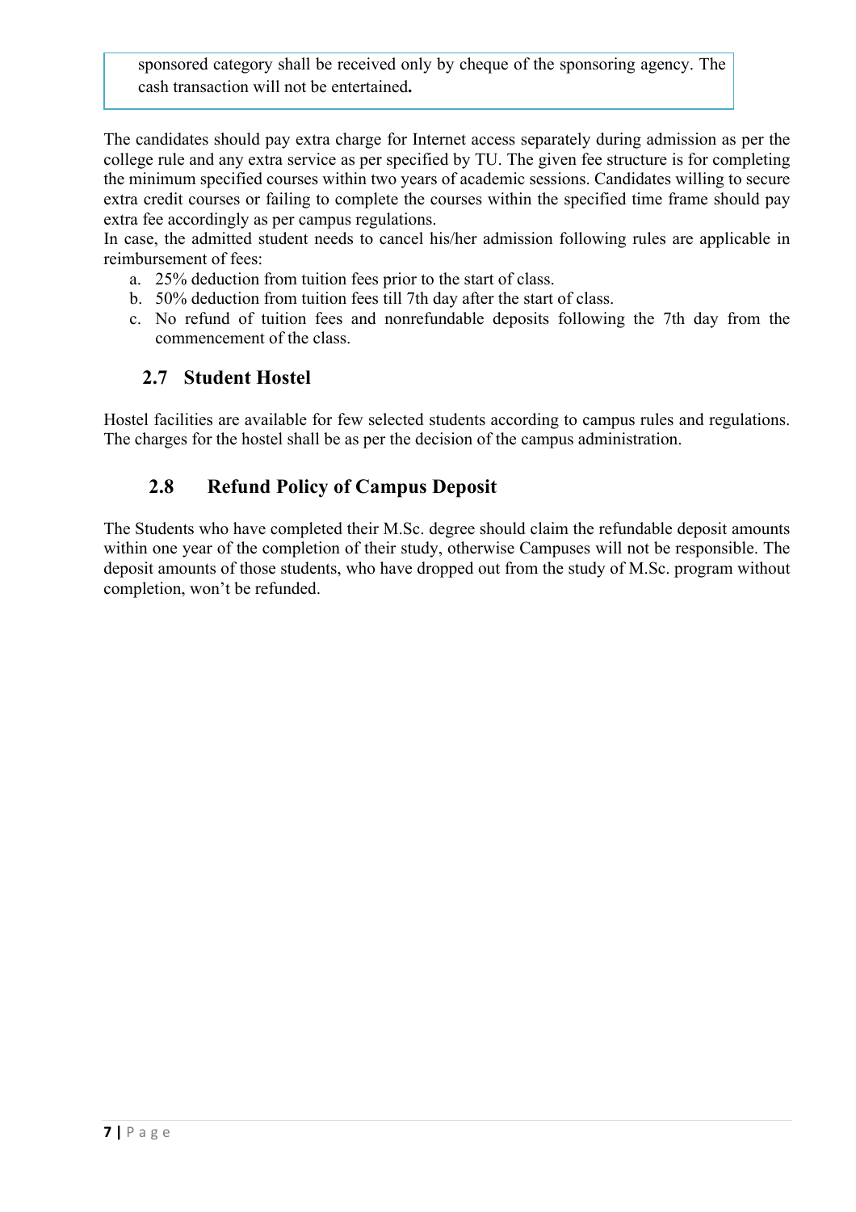sponsored category shall be received only by cheque of the sponsoring agency. The cash transaction will not be entertained**.**

The candidates should pay extra charge for Internet access separately during admission as per the college rule and any extra service as per specified by TU. The given fee structure is for completing the minimum specified courses within two years of academic sessions. Candidates willing to secure extra credit courses or failing to complete the courses within the specified time frame should pay extra fee accordingly as per campus regulations.

In case, the admitted student needs to cancel his/her admission following rules are applicable in reimbursement of fees:

a. 25% deduction from tuition fees prior to the start of class.
b. 50% deduction from tuition fees till 7th day after the start of class.
c. No refund of tuition fees and nonrefundable deposits following the 7th day from the commencement of the class.

## 2.7 Student Hostel

Hostel facilities are available for few selected students according to campus rules and regulations. The charges for the hostel shall be as per the decision of the campus administration.

## 2.8 Refund Policy of Campus Deposit

The Students who have completed their M.Sc. degree should claim the refundable deposit amounts within one year of the completion of their study, otherwise Campuses will not be responsible. The deposit amounts of those students, who have dropped out from the study of M.Sc. program without completion, won't be refunded.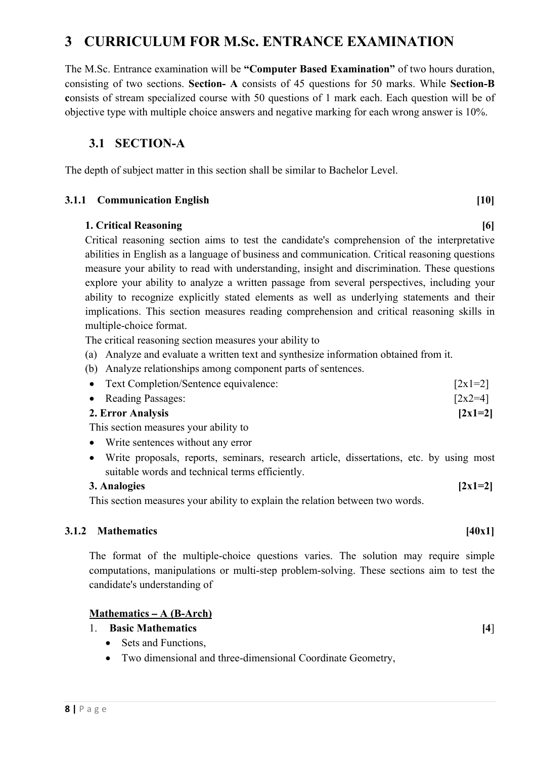# 3 CURRICULUM FOR M.Sc. ENTRANCE EXAMINATION

The M.Sc. Entrance examination will be **"Computer Based Examination"** of two hours duration, consisting of two sections. **Section- A** consists of 45 questions for 50 marks. While **Section-B c**onsists of stream specialized course with 50 questions of 1 mark each. Each question will be of objective type with multiple choice answers and negative marking for each wrong answer is 10%.

## 3.1 SECTION-A

The depth of subject matter in this section shall be similar to Bachelor Level.

### 3.1.1 Communication English [10]

**1. Critical Reasoning [6]**

Critical reasoning section aims to test the candidate's comprehension of the interpretative abilities in English as a language of business and communication. Critical reasoning questions measure your ability to read with understanding, insight and discrimination. These questions explore your ability to analyze a written passage from several perspectives, including your ability to recognize explicitly stated elements as well as underlying statements and their implications. This section measures reading comprehension and critical reasoning skills in multiple-choice format.

The critical reasoning section measures your ability to

(a) Analyze and evaluate a written text and synthesize information obtained from it.

(b) Analyze relationships among component parts of sentences.

- Text Completion/Sentence equivalence: [2x1=2]
- Reading Passages: [2x2=4]

**2. Error Analysis [2x1=2]**

This section measures your ability to

- Write sentences without any error
- Write proposals, reports, seminars, research article, dissertations, etc. by using most suitable words and technical terms efficiently.

**3. Analogies [2x1=2]**

This section measures your ability to explain the relation between two words.

### 3.1.2 Mathematics [40x1]

The format of the multiple-choice questions varies. The solution may require simple computations, manipulations or multi-step problem-solving. These sections aim to test the candidate's understanding of

<u>**Mathematics – A (B-Arch)**</u>

1. **Basic Mathematics [4]**
   - Sets and Functions,
   - Two dimensional and three-dimensional Coordinate Geometry,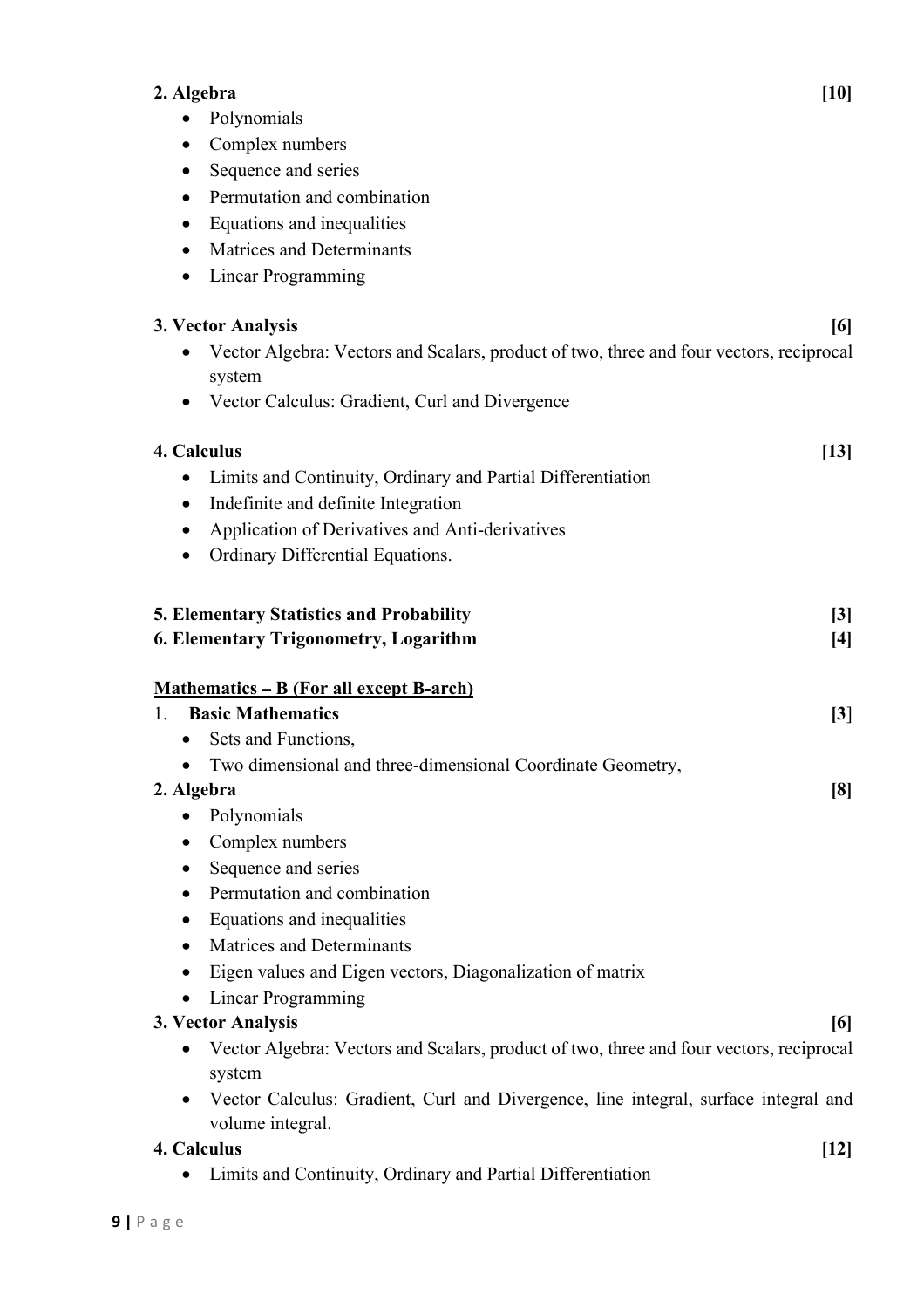**2. Algebra** **[10]**

- Polynomials
- Complex numbers
- Sequence and series
- Permutation and combination
- Equations and inequalities
- Matrices and Determinants
- Linear Programming

**3. Vector Analysis** **[6]**

- Vector Algebra: Vectors and Scalars, product of two, three and four vectors, reciprocal system
- Vector Calculus: Gradient, Curl and Divergence

**4. Calculus** **[13]**

- Limits and Continuity, Ordinary and Partial Differentiation
- Indefinite and definite Integration
- Application of Derivatives and Anti-derivatives
- Ordinary Differential Equations.

**5. Elementary Statistics and Probability** **[3]**

**6. Elementary Trigonometry, Logarithm** **[4]**

**<u>Mathematics – B (For all except B-arch)</u>**

1. **Basic Mathematics** **[3]**

- Sets and Functions,
- Two dimensional and three-dimensional Coordinate Geometry,

**2. Algebra** **[8]**

- Polynomials
- Complex numbers
- Sequence and series
- Permutation and combination
- Equations and inequalities
- Matrices and Determinants
- Eigen values and Eigen vectors, Diagonalization of matrix
- Linear Programming

**3. Vector Analysis** **[6]**

- Vector Algebra: Vectors and Scalars, product of two, three and four vectors, reciprocal system
- Vector Calculus: Gradient, Curl and Divergence, line integral, surface integral and volume integral.

**4. Calculus** **[12]**

- Limits and Continuity, Ordinary and Partial Differentiation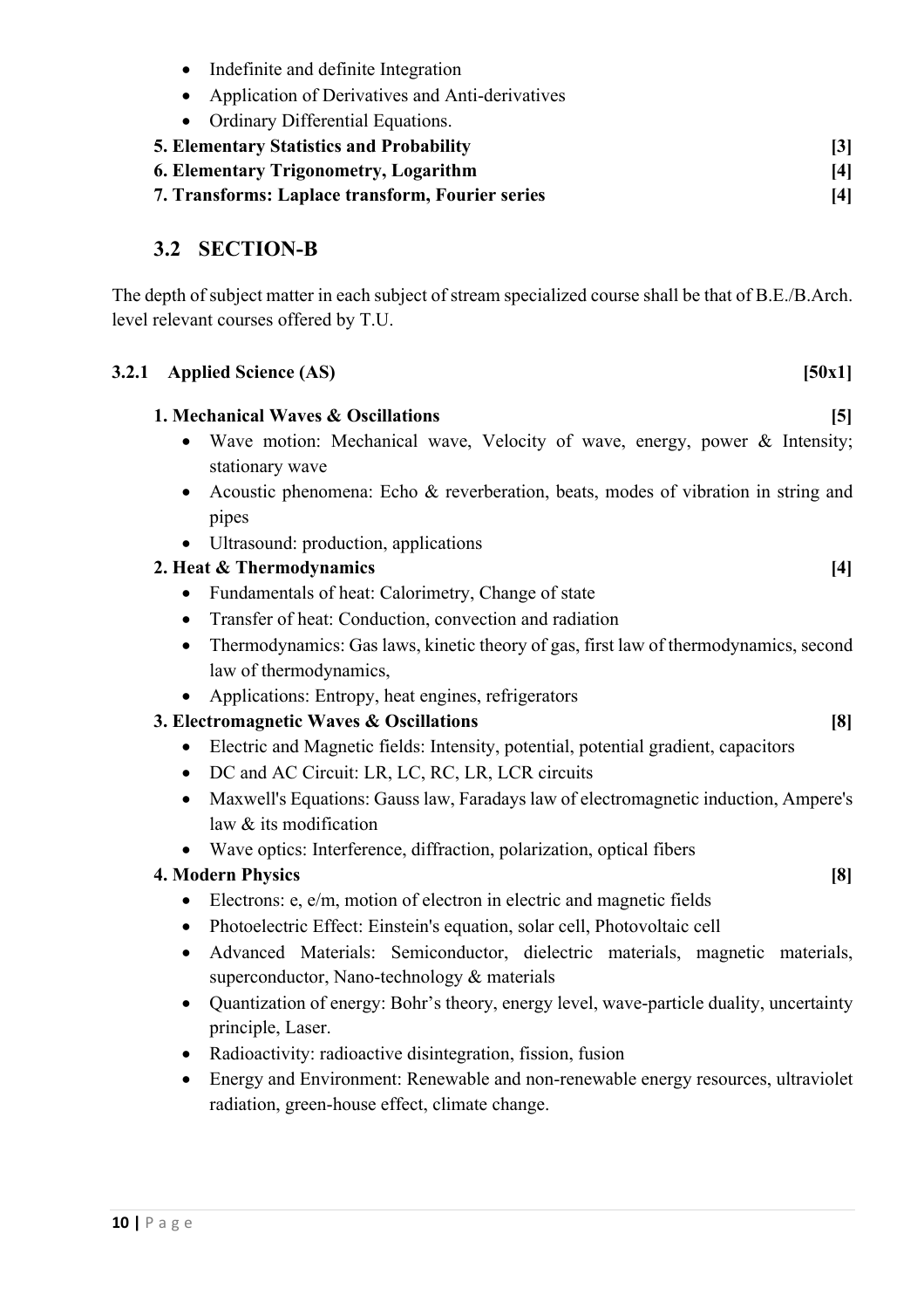- Indefinite and definite Integration
- Application of Derivatives and Anti-derivatives
- Ordinary Differential Equations.

**5. Elementary Statistics and Probability [3]**

**6. Elementary Trigonometry, Logarithm [4]**

**7. Transforms: Laplace transform, Fourier series [4]**

## 3.2 SECTION-B

The depth of subject matter in each subject of stream specialized course shall be that of B.E./B.Arch. level relevant courses offered by T.U.

### 3.2.1 Applied Science (AS) [50x1]

**1. Mechanical Waves & Oscillations [5]**

- Wave motion: Mechanical wave, Velocity of wave, energy, power & Intensity; stationary wave
- Acoustic phenomena: Echo & reverberation, beats, modes of vibration in string and pipes
- Ultrasound: production, applications

**2. Heat & Thermodynamics [4]**

- Fundamentals of heat: Calorimetry, Change of state
- Transfer of heat: Conduction, convection and radiation
- Thermodynamics: Gas laws, kinetic theory of gas, first law of thermodynamics, second law of thermodynamics,
- Applications: Entropy, heat engines, refrigerators

**3. Electromagnetic Waves & Oscillations [8]**

- Electric and Magnetic fields: Intensity, potential, potential gradient, capacitors
- DC and AC Circuit: LR, LC, RC, LR, LCR circuits
- Maxwell's Equations: Gauss law, Faradays law of electromagnetic induction, Ampere's law & its modification
- Wave optics: Interference, diffraction, polarization, optical fibers

**4. Modern Physics [8]**

- Electrons: e, e/m, motion of electron in electric and magnetic fields
- Photoelectric Effect: Einstein's equation, solar cell, Photovoltaic cell
- Advanced Materials: Semiconductor, dielectric materials, magnetic materials, superconductor, Nano-technology & materials
- Quantization of energy: Bohr's theory, energy level, wave-particle duality, uncertainty principle, Laser.
- Radioactivity: radioactive disintegration, fission, fusion
- Energy and Environment: Renewable and non-renewable energy resources, ultraviolet radiation, green-house effect, climate change.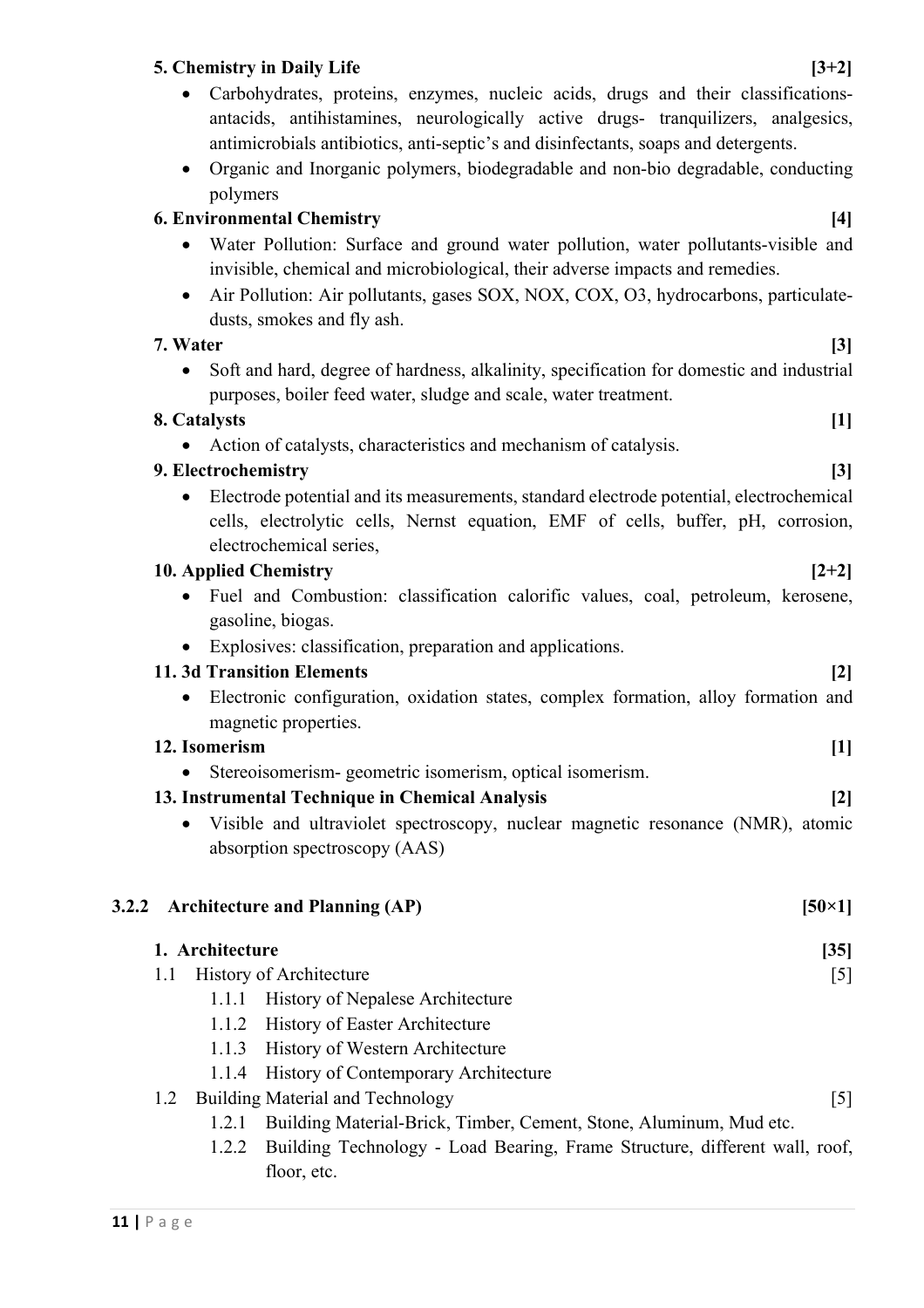**5. Chemistry in Daily Life** **[3+2]**

- Carbohydrates, proteins, enzymes, nucleic acids, drugs and their classifications- antacids, antihistamines, neurologically active drugs- tranquilizers, analgesics, antimicrobials antibiotics, anti-septic's and disinfectants, soaps and detergents.
- Organic and Inorganic polymers, biodegradable and non-bio degradable, conducting polymers

**6. Environmental Chemistry** **[4]**

- Water Pollution: Surface and ground water pollution, water pollutants-visible and invisible, chemical and microbiological, their adverse impacts and remedies.
- Air Pollution: Air pollutants, gases SOX, NOX, COX, O3, hydrocarbons, particulate- dusts, smokes and fly ash.

**7. Water** **[3]**

- Soft and hard, degree of hardness, alkalinity, specification for domestic and industrial purposes, boiler feed water, sludge and scale, water treatment.

**8. Catalysts** **[1]**

- Action of catalysts, characteristics and mechanism of catalysis.

**9. Electrochemistry** **[3]**

- Electrode potential and its measurements, standard electrode potential, electrochemical cells, electrolytic cells, Nernst equation, EMF of cells, buffer, pH, corrosion, electrochemical series,

**10. Applied Chemistry** **[2+2]**

- Fuel and Combustion: classification calorific values, coal, petroleum, kerosene, gasoline, biogas.
- Explosives: classification, preparation and applications.

**11. 3d Transition Elements** **[2]**

- Electronic configuration, oxidation states, complex formation, alloy formation and magnetic properties.

**12. Isomerism** **[1]**

- Stereoisomerism- geometric isomerism, optical isomerism.

**13. Instrumental Technique in Chemical Analysis** **[2]**

- Visible and ultraviolet spectroscopy, nuclear magnetic resonance (NMR), atomic absorption spectroscopy (AAS)

### 3.2.2 Architecture and Planning (AP) [50×1]

**1. Architecture** **[35]**

1.1 History of Architecture [5]

- 1.1.1 History of Nepalese Architecture
- 1.1.2 History of Easter Architecture
- 1.1.3 History of Western Architecture
- 1.1.4 History of Contemporary Architecture

1.2 Building Material and Technology [5]

- 1.2.1 Building Material-Brick, Timber, Cement, Stone, Aluminum, Mud etc.
- 1.2.2 Building Technology - Load Bearing, Frame Structure, different wall, roof, floor, etc.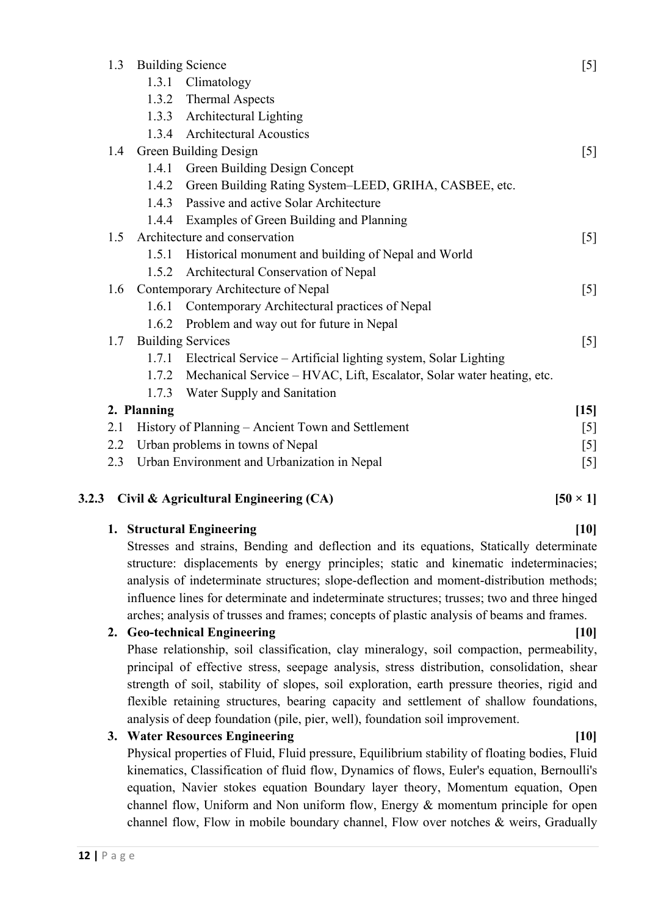- 1.3 Building Science [5]
  - 1.3.1 Climatology
  - 1.3.2 Thermal Aspects
  - 1.3.3 Architectural Lighting
  - 1.3.4 Architectural Acoustics
- 1.4 Green Building Design [5]
  - 1.4.1 Green Building Design Concept
  - 1.4.2 Green Building Rating System–LEED, GRIHA, CASBEE, etc.
  - 1.4.3 Passive and active Solar Architecture
  - 1.4.4 Examples of Green Building and Planning
- 1.5 Architecture and conservation [5]
  - 1.5.1 Historical monument and building of Nepal and World
  - 1.5.2 Architectural Conservation of Nepal
- 1.6 Contemporary Architecture of Nepal [5]
  - 1.6.1 Contemporary Architectural practices of Nepal
  - 1.6.2 Problem and way out for future in Nepal
- 1.7 Building Services [5]
  - 1.7.1 Electrical Service – Artificial lighting system, Solar Lighting
  - 1.7.2 Mechanical Service – HVAC, Lift, Escalator, Solar water heating, etc.
  - 1.7.3 Water Supply and Sanitation

**2. Planning** **[15]**

- 2.1 History of Planning – Ancient Town and Settlement [5]
- 2.2 Urban problems in towns of Nepal [5]
- 2.3 Urban Environment and Urbanization in Nepal [5]

### 3.2.3 Civil & Agricultural Engineering (CA) [50 × 1]

1. **Structural Engineering** **[10]**
   Stresses and strains, Bending and deflection and its equations, Statically determinate structure: displacements by energy principles; static and kinematic indeterminacies; analysis of indeterminate structures; slope-deflection and moment-distribution methods; influence lines for determinate and indeterminate structures; trusses; two and three hinged arches; analysis of trusses and frames; concepts of plastic analysis of beams and frames.
2. **Geo-technical Engineering** **[10]**
   Phase relationship, soil classification, clay mineralogy, soil compaction, permeability, principal of effective stress, seepage analysis, stress distribution, consolidation, shear strength of soil, stability of slopes, soil exploration, earth pressure theories, rigid and flexible retaining structures, bearing capacity and settlement of shallow foundations, analysis of deep foundation (pile, pier, well), foundation soil improvement.
3. **Water Resources Engineering** **[10]**
   Physical properties of Fluid, Fluid pressure, Equilibrium stability of floating bodies, Fluid kinematics, Classification of fluid flow, Dynamics of flows, Euler's equation, Bernoulli's equation, Navier stokes equation Boundary layer theory, Momentum equation, Open channel flow, Uniform and Non uniform flow, Energy & momentum principle for open channel flow, Flow in mobile boundary channel, Flow over notches & weirs, Gradually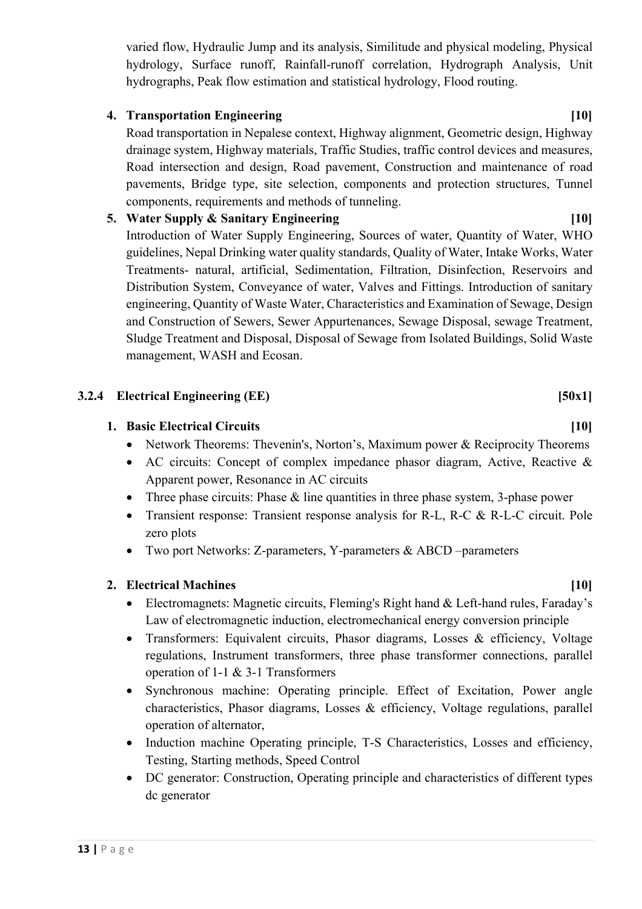varied flow, Hydraulic Jump and its analysis, Similitude and physical modeling, Physical hydrology, Surface runoff, Rainfall-runoff correlation, Hydrograph Analysis, Unit hydrographs, Peak flow estimation and statistical hydrology, Flood routing.

4. **Transportation Engineering** **[10]**
   Road transportation in Nepalese context, Highway alignment, Geometric design, Highway drainage system, Highway materials, Traffic Studies, traffic control devices and measures, Road intersection and design, Road pavement, Construction and maintenance of road pavements, Bridge type, site selection, components and protection structures, Tunnel components, requirements and methods of tunneling.

5. **Water Supply & Sanitary Engineering** **[10]**
   Introduction of Water Supply Engineering, Sources of water, Quantity of Water, WHO guidelines, Nepal Drinking water quality standards, Quality of Water, Intake Works, Water Treatments- natural, artificial, Sedimentation, Filtration, Disinfection, Reservoirs and Distribution System, Conveyance of water, Valves and Fittings. Introduction of sanitary engineering, Quantity of Waste Water, Characteristics and Examination of Sewage, Design and Construction of Sewers, Sewer Appurtenances, Sewage Disposal, sewage Treatment, Sludge Treatment and Disposal, Disposal of Sewage from Isolated Buildings, Solid Waste management, WASH and Ecosan.

### 3.2.4 Electrical Engineering (EE) [50x1]

1. **Basic Electrical Circuits** **[10]**
   - Network Theorems: Thevenin's, Norton's, Maximum power & Reciprocity Theorems
   - AC circuits: Concept of complex impedance phasor diagram, Active, Reactive & Apparent power, Resonance in AC circuits
   - Three phase circuits: Phase & line quantities in three phase system, 3-phase power
   - Transient response: Transient response analysis for R-L, R-C & R-L-C circuit. Pole zero plots
   - Two port Networks: Z-parameters, Y-parameters & ABCD –parameters

2. **Electrical Machines** **[10]**
   - Electromagnets: Magnetic circuits, Fleming's Right hand & Left-hand rules, Faraday's Law of electromagnetic induction, electromechanical energy conversion principle
   - Transformers: Equivalent circuits, Phasor diagrams, Losses & efficiency, Voltage regulations, Instrument transformers, three phase transformer connections, parallel operation of 1-1 & 3-1 Transformers
   - Synchronous machine: Operating principle. Effect of Excitation, Power angle characteristics, Phasor diagrams, Losses & efficiency, Voltage regulations, parallel operation of alternator,
   - Induction machine Operating principle, T-S Characteristics, Losses and efficiency, Testing, Starting methods, Speed Control
   - DC generator: Construction, Operating principle and characteristics of different types dc generator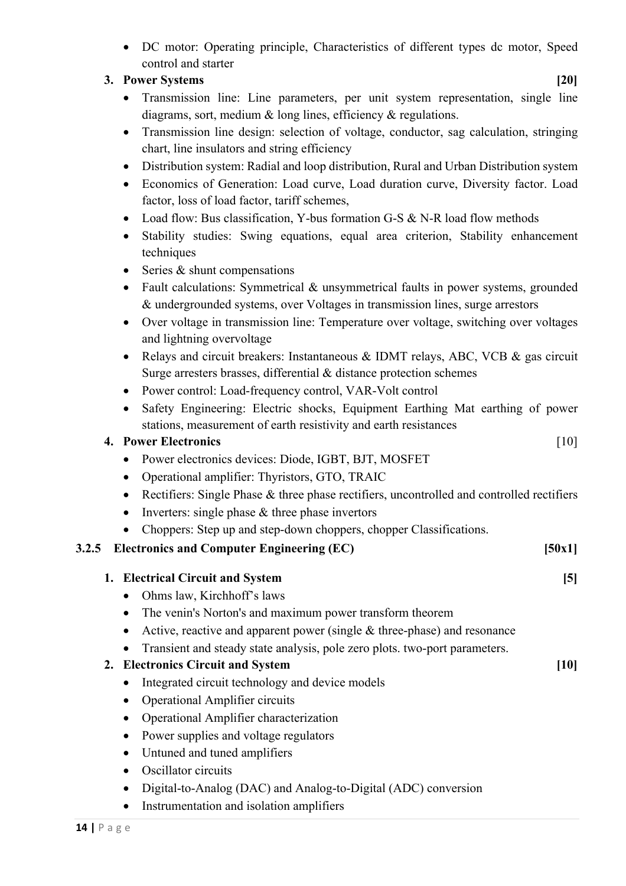- DC motor: Operating principle, Characteristics of different types dc motor, Speed control and starter

3. **Power Systems** **[20]**
   - Transmission line: Line parameters, per unit system representation, single line diagrams, sort, medium & long lines, efficiency & regulations.
   - Transmission line design: selection of voltage, conductor, sag calculation, stringing chart, line insulators and string efficiency
   - Distribution system: Radial and loop distribution, Rural and Urban Distribution system
   - Economics of Generation: Load curve, Load duration curve, Diversity factor. Load factor, loss of load factor, tariff schemes,
   - Load flow: Bus classification, Y-bus formation G-S & N-R load flow methods
   - Stability studies: Swing equations, equal area criterion, Stability enhancement techniques
   - Series & shunt compensations
   - Fault calculations: Symmetrical & unsymmetrical faults in power systems, grounded & undergrounded systems, over Voltages in transmission lines, surge arrestors
   - Over voltage in transmission line: Temperature over voltage, switching over voltages and lightning overvoltage
   - Relays and circuit breakers: Instantaneous & IDMT relays, ABC, VCB & gas circuit Surge arresters brasses, differential & distance protection schemes
   - Power control: Load-frequency control, VAR-Volt control
   - Safety Engineering: Electric shocks, Equipment Earthing Mat earthing of power stations, measurement of earth resistivity and earth resistances

4. **Power Electronics** [10]
   - Power electronics devices: Diode, IGBT, BJT, MOSFET
   - Operational amplifier: Thyristors, GTO, TRAIC
   - Rectifiers: Single Phase & three phase rectifiers, uncontrolled and controlled rectifiers
   - Inverters: single phase & three phase invertors
   - Choppers: Step up and step-down choppers, chopper Classifications.

### 3.2.5 Electronics and Computer Engineering (EC) [50x1]

1. **Electrical Circuit and System** **[5]**
   - Ohms law, Kirchhoff's laws
   - The venin's Norton's and maximum power transform theorem
   - Active, reactive and apparent power (single & three-phase) and resonance
   - Transient and steady state analysis, pole zero plots. two-port parameters.

2. **Electronics Circuit and System** **[10]**
   - Integrated circuit technology and device models
   - Operational Amplifier circuits
   - Operational Amplifier characterization
   - Power supplies and voltage regulators
   - Untuned and tuned amplifiers
   - Oscillator circuits
   - Digital-to-Analog (DAC) and Analog-to-Digital (ADC) conversion
   - Instrumentation and isolation amplifiers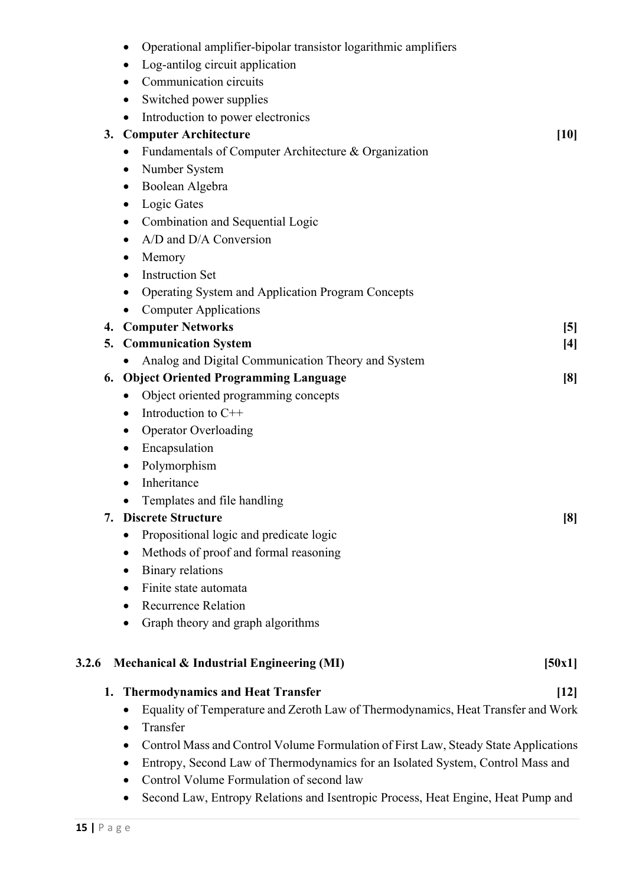- Operational amplifier-bipolar transistor logarithmic amplifiers
- Log-antilog circuit application
- Communication circuits
- Switched power supplies
- Introduction to power electronics

3. **Computer Architecture** **[10]**
   - Fundamentals of Computer Architecture & Organization
   - Number System
   - Boolean Algebra
   - Logic Gates
   - Combination and Sequential Logic
   - A/D and D/A Conversion
   - Memory
   - Instruction Set
   - Operating System and Application Program Concepts
   - Computer Applications
4. **Computer Networks** **[5]**
5. **Communication System** **[4]**
   - Analog and Digital Communication Theory and System
6. **Object Oriented Programming Language** **[8]**
   - Object oriented programming concepts
   - Introduction to C++
   - Operator Overloading
   - Encapsulation
   - Polymorphism
   - Inheritance
   - Templates and file handling
7. **Discrete Structure** **[8]**
   - Propositional logic and predicate logic
   - Methods of proof and formal reasoning
   - Binary relations
   - Finite state automata
   - Recurrence Relation
   - Graph theory and graph algorithms

### 3.2.6 Mechanical & Industrial Engineering (MI) [50x1]

1. **Thermodynamics and Heat Transfer** **[12]**
   - Equality of Temperature and Zeroth Law of Thermodynamics, Heat Transfer and Work
   - Transfer
   - Control Mass and Control Volume Formulation of First Law, Steady State Applications
   - Entropy, Second Law of Thermodynamics for an Isolated System, Control Mass and
   - Control Volume Formulation of second law
   - Second Law, Entropy Relations and Isentropic Process, Heat Engine, Heat Pump and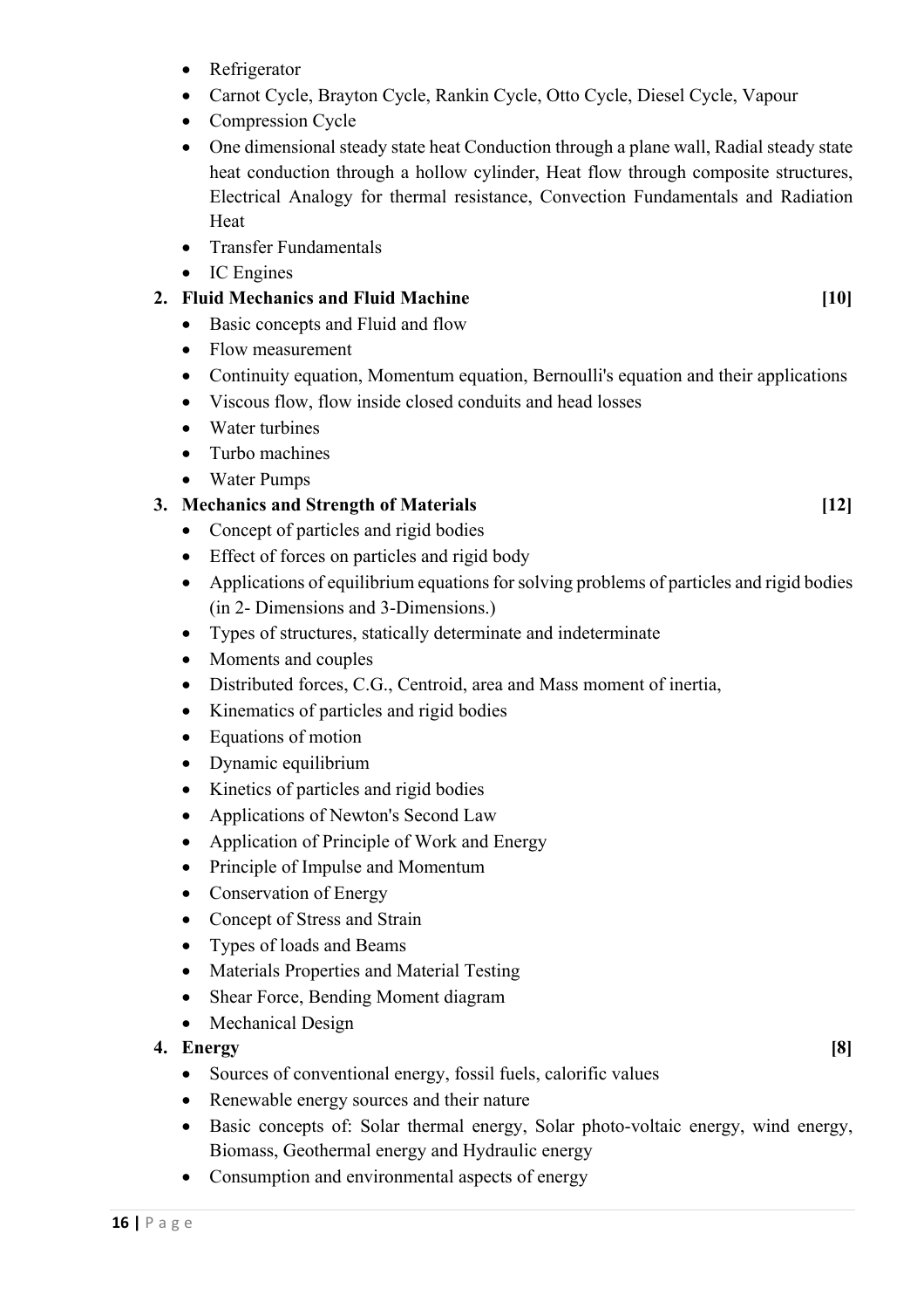- Refrigerator
- Carnot Cycle, Brayton Cycle, Rankin Cycle, Otto Cycle, Diesel Cycle, Vapour
- Compression Cycle
- One dimensional steady state heat Conduction through a plane wall, Radial steady state heat conduction through a hollow cylinder, Heat flow through composite structures, Electrical Analogy for thermal resistance, Convection Fundamentals and Radiation Heat
- Transfer Fundamentals
- IC Engines

**2. Fluid Mechanics and Fluid Machine** **[10]**

- Basic concepts and Fluid and flow
- Flow measurement
- Continuity equation, Momentum equation, Bernoulli's equation and their applications
- Viscous flow, flow inside closed conduits and head losses
- Water turbines
- Turbo machines
- Water Pumps

**3. Mechanics and Strength of Materials** **[12]**

- Concept of particles and rigid bodies
- Effect of forces on particles and rigid body
- Applications of equilibrium equations for solving problems of particles and rigid bodies (in 2- Dimensions and 3-Dimensions.)
- Types of structures, statically determinate and indeterminate
- Moments and couples
- Distributed forces, C.G., Centroid, area and Mass moment of inertia,
- Kinematics of particles and rigid bodies
- Equations of motion
- Dynamic equilibrium
- Kinetics of particles and rigid bodies
- Applications of Newton's Second Law
- Application of Principle of Work and Energy
- Principle of Impulse and Momentum
- Conservation of Energy
- Concept of Stress and Strain
- Types of loads and Beams
- Materials Properties and Material Testing
- Shear Force, Bending Moment diagram
- Mechanical Design

**4. Energy** **[8]**

- Sources of conventional energy, fossil fuels, calorific values
- Renewable energy sources and their nature
- Basic concepts of: Solar thermal energy, Solar photo-voltaic energy, wind energy, Biomass, Geothermal energy and Hydraulic energy
- Consumption and environmental aspects of energy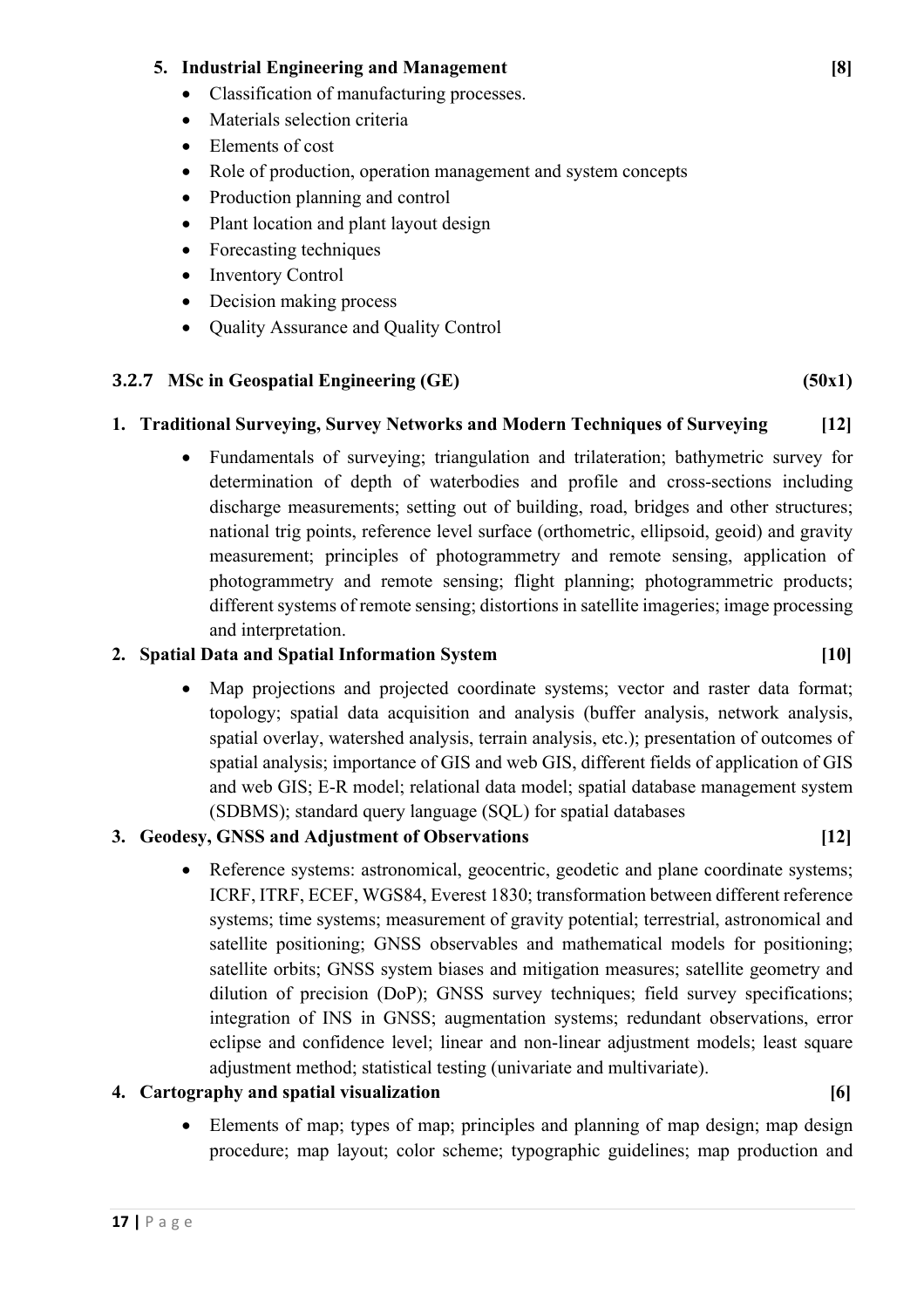5. **Industrial Engineering and Management** **[8]**
    - Classification of manufacturing processes.
    - Materials selection criteria
    - Elements of cost
    - Role of production, operation management and system concepts
    - Production planning and control
    - Plant location and plant layout design
    - Forecasting techniques
    - Inventory Control
    - Decision making process
    - Quality Assurance and Quality Control

### 3.2.7 MSc in Geospatial Engineering (GE) (50x1)

1. **Traditional Surveying, Survey Networks and Modern Techniques of Surveying** **[12]**
    - Fundamentals of surveying; triangulation and trilateration; bathymetric survey for determination of depth of waterbodies and profile and cross-sections including discharge measurements; setting out of building, road, bridges and other structures; national trig points, reference level surface (orthometric, ellipsoid, geoid) and gravity measurement; principles of photogrammetry and remote sensing, application of photogrammetry and remote sensing; flight planning; photogrammetric products; different systems of remote sensing; distortions in satellite imageries; image processing and interpretation.
2. **Spatial Data and Spatial Information System** **[10]**
    - Map projections and projected coordinate systems; vector and raster data format; topology; spatial data acquisition and analysis (buffer analysis, network analysis, spatial overlay, watershed analysis, terrain analysis, etc.); presentation of outcomes of spatial analysis; importance of GIS and web GIS, different fields of application of GIS and web GIS; E-R model; relational data model; spatial database management system (SDBMS); standard query language (SQL) for spatial databases
3. **Geodesy, GNSS and Adjustment of Observations** **[12]**
    - Reference systems: astronomical, geocentric, geodetic and plane coordinate systems; ICRF, ITRF, ECEF, WGS84, Everest 1830; transformation between different reference systems; time systems; measurement of gravity potential; terrestrial, astronomical and satellite positioning; GNSS observables and mathematical models for positioning; satellite orbits; GNSS system biases and mitigation measures; satellite geometry and dilution of precision (DoP); GNSS survey techniques; field survey specifications; integration of INS in GNSS; augmentation systems; redundant observations, error eclipse and confidence level; linear and non-linear adjustment models; least square adjustment method; statistical testing (univariate and multivariate).
4. **Cartography and spatial visualization** **[6]**
    - Elements of map; types of map; principles and planning of map design; map design procedure; map layout; color scheme; typographic guidelines; map production and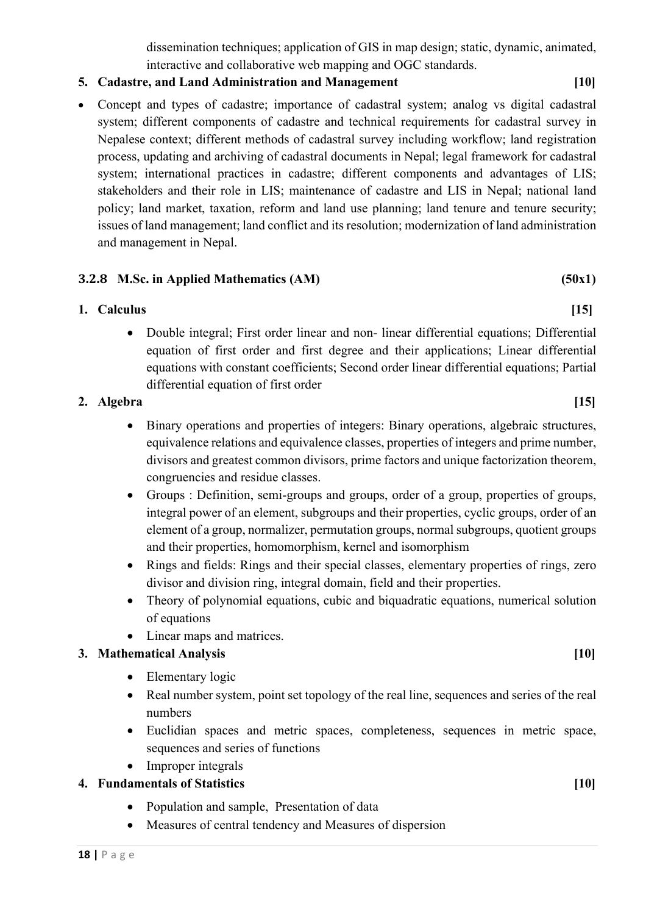dissemination techniques; application of GIS in map design; static, dynamic, animated, interactive and collaborative web mapping and OGC standards.

**5. Cadastre, and Land Administration and Management [10]**

- Concept and types of cadastre; importance of cadastral system; analog vs digital cadastral system; different components of cadastre and technical requirements for cadastral survey in Nepalese context; different methods of cadastral survey including workflow; land registration process, updating and archiving of cadastral documents in Nepal; legal framework for cadastral system; international practices in cadastre; different components and advantages of LIS; stakeholders and their role in LIS; maintenance of cadastre and LIS in Nepal; national land policy; land market, taxation, reform and land use planning; land tenure and tenure security; issues of land management; land conflict and its resolution; modernization of land administration and management in Nepal.

### 3.2.8 M.Sc. in Applied Mathematics (AM) (50x1)

**1. Calculus [15]**

- Double integral; First order linear and non- linear differential equations; Differential equation of first order and first degree and their applications; Linear differential equations with constant coefficients; Second order linear differential equations; Partial differential equation of first order

**2. Algebra [15]**

- Binary operations and properties of integers: Binary operations, algebraic structures, equivalence relations and equivalence classes, properties of integers and prime number, divisors and greatest common divisors, prime factors and unique factorization theorem, congruencies and residue classes.
- Groups : Definition, semi-groups and groups, order of a group, properties of groups, integral power of an element, subgroups and their properties, cyclic groups, order of an element of a group, normalizer, permutation groups, normal subgroups, quotient groups and their properties, homomorphism, kernel and isomorphism
- Rings and fields: Rings and their special classes, elementary properties of rings, zero divisor and division ring, integral domain, field and their properties.
- Theory of polynomial equations, cubic and biquadratic equations, numerical solution of equations
- Linear maps and matrices.

**3. Mathematical Analysis [10]**

- Elementary logic
- Real number system, point set topology of the real line, sequences and series of the real numbers
- Euclidian spaces and metric spaces, completeness, sequences in metric space, sequences and series of functions
- Improper integrals

**4. Fundamentals of Statistics [10]**

- Population and sample, Presentation of data
- Measures of central tendency and Measures of dispersion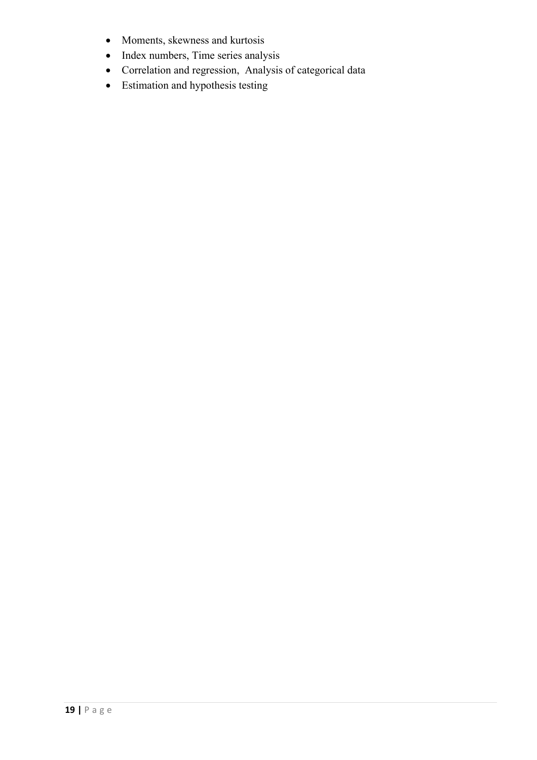- Moments, skewness and kurtosis
- Index numbers, Time series analysis
- Correlation and regression, Analysis of categorical data
- Estimation and hypothesis testing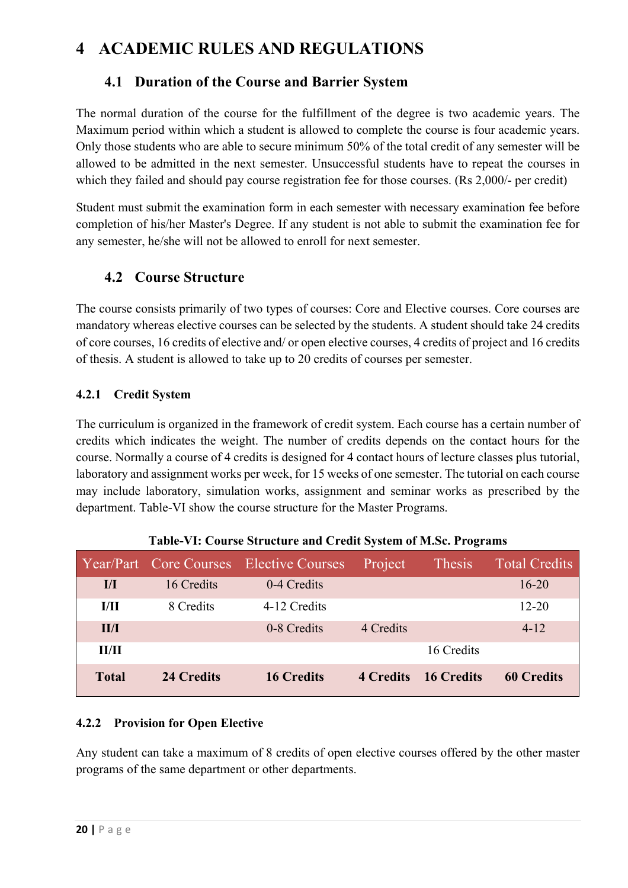# 4 ACADEMIC RULES AND REGULATIONS

## 4.1 Duration of the Course and Barrier System

The normal duration of the course for the fulfillment of the degree is two academic years. The Maximum period within which a student is allowed to complete the course is four academic years. Only those students who are able to secure minimum 50% of the total credit of any semester will be allowed to be admitted in the next semester. Unsuccessful students have to repeat the courses in which they failed and should pay course registration fee for those courses. (Rs 2,000/- per credit)

Student must submit the examination form in each semester with necessary examination fee before completion of his/her Master's Degree. If any student is not able to submit the examination fee for any semester, he/she will not be allowed to enroll for next semester.

## 4.2 Course Structure

The course consists primarily of two types of courses: Core and Elective courses. Core courses are mandatory whereas elective courses can be selected by the students. A student should take 24 credits of core courses, 16 credits of elective and/ or open elective courses, 4 credits of project and 16 credits of thesis. A student is allowed to take up to 20 credits of courses per semester.

### 4.2.1 Credit System

The curriculum is organized in the framework of credit system. Each course has a certain number of credits which indicates the weight. The number of credits depends on the contact hours for the course. Normally a course of 4 credits is designed for 4 contact hours of lecture classes plus tutorial, laboratory and assignment works per week, for 15 weeks of one semester. The tutorial on each course may include laboratory, simulation works, assignment and seminar works as prescribed by the department. Table-VI show the course structure for the Master Programs.

**Table-VI: Course Structure and Credit System of M.Sc. Programs**

| Year/Part | Core Courses | Elective Courses | Project | Thesis | Total Credits |
|---|---|---|---|---|---|
| **I/I** | 16 Credits | 0-4 Credits | | | 16-20 |
| **I/II** | 8 Credits | 4-12 Credits | | | 12-20 |
| **II/I** | | 0-8 Credits | 4 Credits | | 4-12 |
| **II/II** | | | | 16 Credits | |
| **Total** | **24 Credits** | **16 Credits** | **4 Credits** | **16 Credits** | **60 Credits** |

### 4.2.2 Provision for Open Elective

Any student can take a maximum of 8 credits of open elective courses offered by the other master programs of the same department or other departments.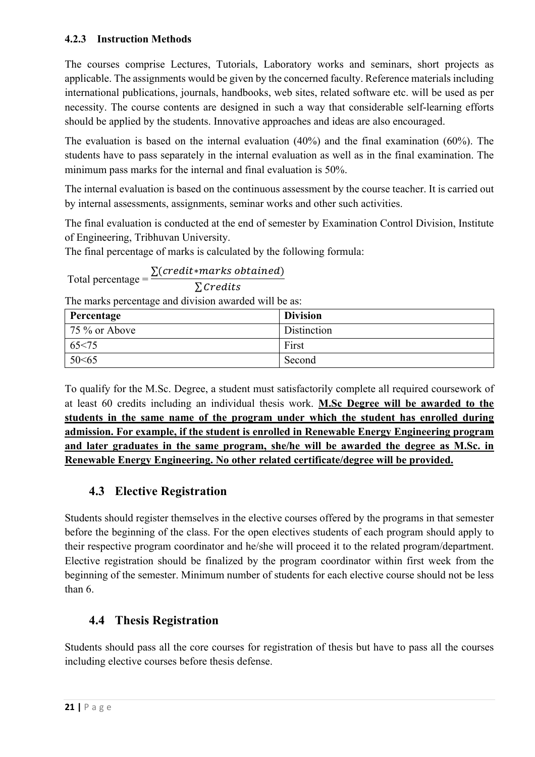#### 4.2.3 Instruction Methods

The courses comprise Lectures, Tutorials, Laboratory works and seminars, short projects as applicable. The assignments would be given by the concerned faculty. Reference materials including international publications, journals, handbooks, web sites, related software etc. will be used as per necessity. The course contents are designed in such a way that considerable self-learning efforts should be applied by the students. Innovative approaches and ideas are also encouraged.

The evaluation is based on the internal evaluation (40%) and the final examination (60%). The students have to pass separately in the internal evaluation as well as in the final examination. The minimum pass marks for the internal and final evaluation is 50%.

The internal evaluation is based on the continuous assessment by the course teacher. It is carried out by internal assessments, assignments, seminar works and other such activities.

The final evaluation is conducted at the end of semester by Examination Control Division, Institute of Engineering, Tribhuvan University.

The final percentage of marks is calculated by the following formula:

$$\text{Total percentage} = \frac{\sum(credit * marks\ obtained)}{\sum Credits}$$

The marks percentage and division awarded will be as:

| Percentage | Division |
|---|---|
| 75 % or Above | Distinction |
| 65<75 | First |
| 50<65 | Second |

To qualify for the M.Sc. Degree, a student must satisfactorily complete all required coursework of at least 60 credits including an individual thesis work. **M.Sc Degree will be awarded to the students in the same name of the program under which the student has enrolled during admission. For example, if the student is enrolled in Renewable Energy Engineering program and later graduates in the same program, she/he will be awarded the degree as M.Sc. in Renewable Energy Engineering. No other related certificate/degree will be provided.**

## 4.3 Elective Registration

Students should register themselves in the elective courses offered by the programs in that semester before the beginning of the class. For the open electives students of each program should apply to their respective program coordinator and he/she will proceed it to the related program/department. Elective registration should be finalized by the program coordinator within first week from the beginning of the semester. Minimum number of students for each elective course should not be less than 6.

## 4.4 Thesis Registration

Students should pass all the core courses for registration of thesis but have to pass all the courses including elective courses before thesis defense.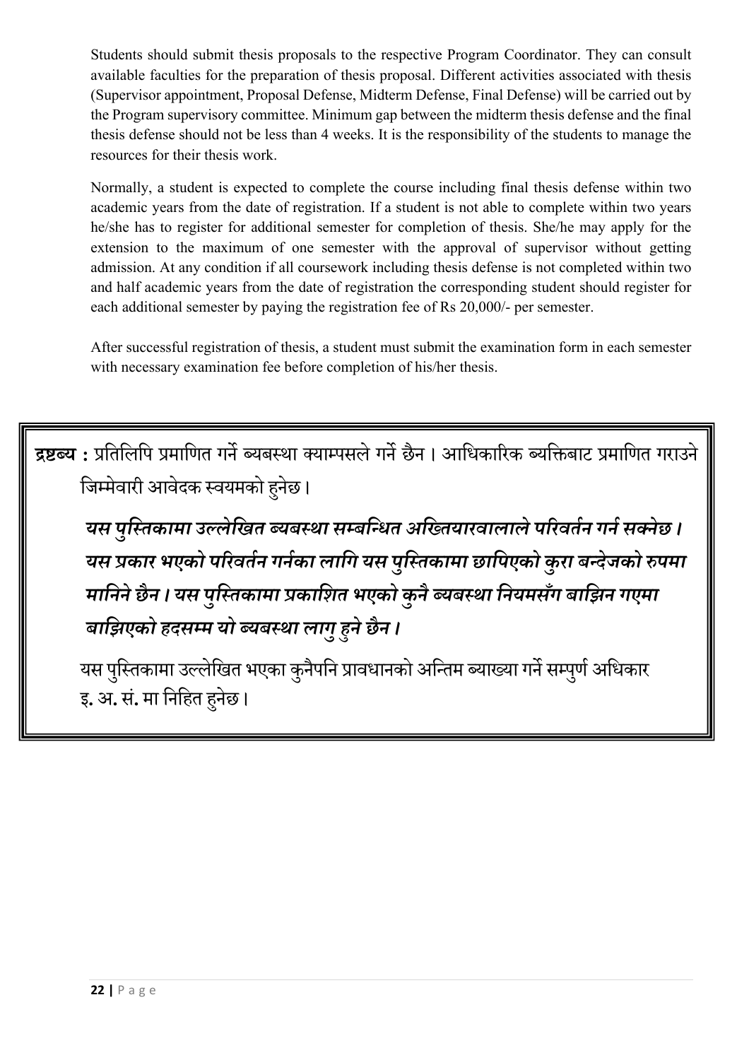Students should submit thesis proposals to the respective Program Coordinator. They can consult available faculties for the preparation of thesis proposal. Different activities associated with thesis (Supervisor appointment, Proposal Defense, Midterm Defense, Final Defense) will be carried out by the Program supervisory committee. Minimum gap between the midterm thesis defense and the final thesis defense should not be less than 4 weeks. It is the responsibility of the students to manage the resources for their thesis work.

Normally, a student is expected to complete the course including final thesis defense within two academic years from the date of registration. If a student is not able to complete within two years he/she has to register for additional semester for completion of thesis. She/he may apply for the extension to the maximum of one semester with the approval of supervisor without getting admission. At any condition if all coursework including thesis defense is not completed within two and half academic years from the date of registration the corresponding student should register for each additional semester by paying the registration fee of Rs 20,000/- per semester.

After successful registration of thesis, a student must submit the examination form in each semester with necessary examination fee before completion of his/her thesis.

**द्रष्टव्य :** प्रतिलिपि प्रमाणित गर्ने ब्यबस्था क्याम्पसले गर्ने छैन । आधिकारिक ब्यक्तिबाट प्रमाणित गराउने जिम्मेवारी आवेदक स्वयमको हुनेछ ।

***यस पुस्तिकामा उल्लेखित ब्यबस्था सम्बन्धित अख्तियारवालाले परिवर्तन गर्न सक्नेछ । यस प्रकार भएको परिवर्तन गर्नका लागि यस पुस्तिकामा छापिएको कुरा बन्देजको रुपमा मानिने छैन । यस पुस्तिकामा प्रकाशित भएको कुनै ब्यबस्था नियमसँग बाझिन गएमा बाझिएको हदसम्म यो ब्यबस्था लागु हुने छैन ।***

यस पुस्तिकामा उल्लेखित भएका कुनैपनि प्रावधानको अन्तिम ब्याख्या गर्ने सम्पुर्ण अधिकार इ. अ. सं. मा निहित हुनेछ ।